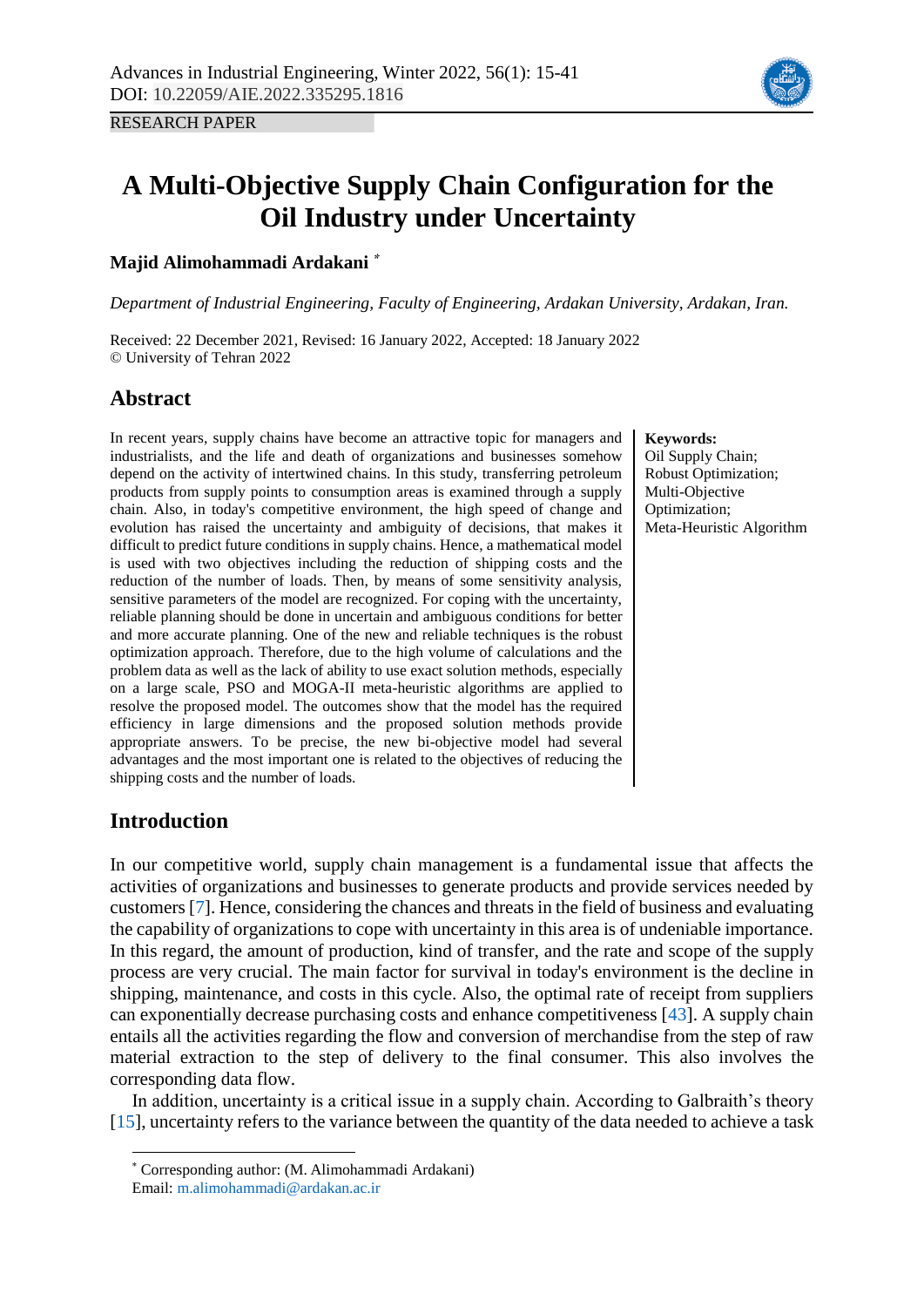RESEARCH PAPER

# A Multi-Objective Supply Chain Configuration for the Oil Industry under Uncertainty

**Majid Alimohammadi Ardakani** [*]

*Department of Industrial Engineering, Faculty of Engineering, Ardakan University, Ardakan, Iran.*

Received: 22 December 2021, Revised: 16 January 2022, Accepted: 18 January 2022
© University of Tehran 2022

## Abstract

In recent years, supply chains have become an attractive topic for managers and industrialists, and the life and death of organizations and businesses somehow depend on the activity of intertwined chains. In this study, transferring petroleum products from supply points to consumption areas is examined through a supply chain. Also, in today's competitive environment, the high speed of change and evolution has raised the uncertainty and ambiguity of decisions, that makes it difficult to predict future conditions in supply chains. Hence, a mathematical model is used with two objectives including the reduction of shipping costs and the reduction of the number of loads. Then, by means of some sensitivity analysis, sensitive parameters of the model are recognized. For coping with the uncertainty, reliable planning should be done in uncertain and ambiguous conditions for better and more accurate planning. One of the new and reliable techniques is the robust optimization approach. Therefore, due to the high volume of calculations and the problem data as well as the lack of ability to use exact solution methods, especially on a large scale, PSO and MOGA-II meta-heuristic algorithms are applied to resolve the proposed model. The outcomes show that the model has the required efficiency in large dimensions and the proposed solution methods provide appropriate answers. To be precise, the new bi-objective model had several advantages and the most important one is related to the objectives of reducing the shipping costs and the number of loads.

**Keywords:**
Oil Supply Chain;
Robust Optimization;
Multi-Objective Optimization;
Meta-Heuristic Algorithm

## Introduction

In our competitive world, supply chain management is a fundamental issue that affects the activities of organizations and businesses to generate products and provide services needed by customers [7]. Hence, considering the chances and threats in the field of business and evaluating the capability of organizations to cope with uncertainty in this area is of undeniable importance. In this regard, the amount of production, kind of transfer, and the rate and scope of the supply process are very crucial. The main factor for survival in today's environment is the decline in shipping, maintenance, and costs in this cycle. Also, the optimal rate of receipt from suppliers can exponentially decrease purchasing costs and enhance competitiveness [43]. A supply chain entails all the activities regarding the flow and conversion of merchandise from the step of raw material extraction to the step of delivery to the final consumer. This also involves the corresponding data flow.

In addition, uncertainty is a critical issue in a supply chain. According to Galbraith's theory [15], uncertainty refers to the variance between the quantity of the data needed to achieve a task

[*] Corresponding author: (M. Alimohammadi Ardakani)
Email: m.alimohammadi@ardakan.ac.ir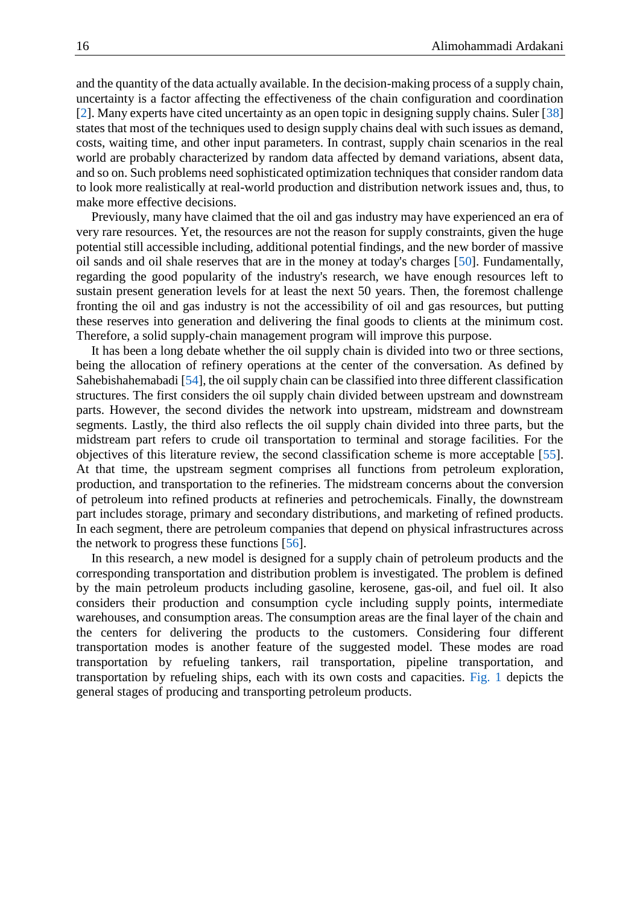and the quantity of the data actually available. In the decision-making process of a supply chain, uncertainty is a factor affecting the effectiveness of the chain configuration and coordination [2]. Many experts have cited uncertainty as an open topic in designing supply chains. Suler [38] states that most of the techniques used to design supply chains deal with such issues as demand, costs, waiting time, and other input parameters. In contrast, supply chain scenarios in the real world are probably characterized by random data affected by demand variations, absent data, and so on. Such problems need sophisticated optimization techniques that consider random data to look more realistically at real-world production and distribution network issues and, thus, to make more effective decisions.

Previously, many have claimed that the oil and gas industry may have experienced an era of very rare resources. Yet, the resources are not the reason for supply constraints, given the huge potential still accessible including, additional potential findings, and the new border of massive oil sands and oil shale reserves that are in the money at today's charges [50]. Fundamentally, regarding the good popularity of the industry's research, we have enough resources left to sustain present generation levels for at least the next 50 years. Then, the foremost challenge fronting the oil and gas industry is not the accessibility of oil and gas resources, but putting these reserves into generation and delivering the final goods to clients at the minimum cost. Therefore, a solid supply-chain management program will improve this purpose.

It has been a long debate whether the oil supply chain is divided into two or three sections, being the allocation of refinery operations at the center of the conversation. As defined by Sahebishahemabadi [54], the oil supply chain can be classified into three different classification structures. The first considers the oil supply chain divided between upstream and downstream parts. However, the second divides the network into upstream, midstream and downstream segments. Lastly, the third also reflects the oil supply chain divided into three parts, but the midstream part refers to crude oil transportation to terminal and storage facilities. For the objectives of this literature review, the second classification scheme is more acceptable [55]. At that time, the upstream segment comprises all functions from petroleum exploration, production, and transportation to the refineries. The midstream concerns about the conversion of petroleum into refined products at refineries and petrochemicals. Finally, the downstream part includes storage, primary and secondary distributions, and marketing of refined products. In each segment, there are petroleum companies that depend on physical infrastructures across the network to progress these functions [56].

In this research, a new model is designed for a supply chain of petroleum products and the corresponding transportation and distribution problem is investigated. The problem is defined by the main petroleum products including gasoline, kerosene, gas-oil, and fuel oil. It also considers their production and consumption cycle including supply points, intermediate warehouses, and consumption areas. The consumption areas are the final layer of the chain and the centers for delivering the products to the customers. Considering four different transportation modes is another feature of the suggested model. These modes are road transportation by refueling tankers, rail transportation, pipeline transportation, and transportation by refueling ships, each with its own costs and capacities. Fig. 1 depicts the general stages of producing and transporting petroleum products.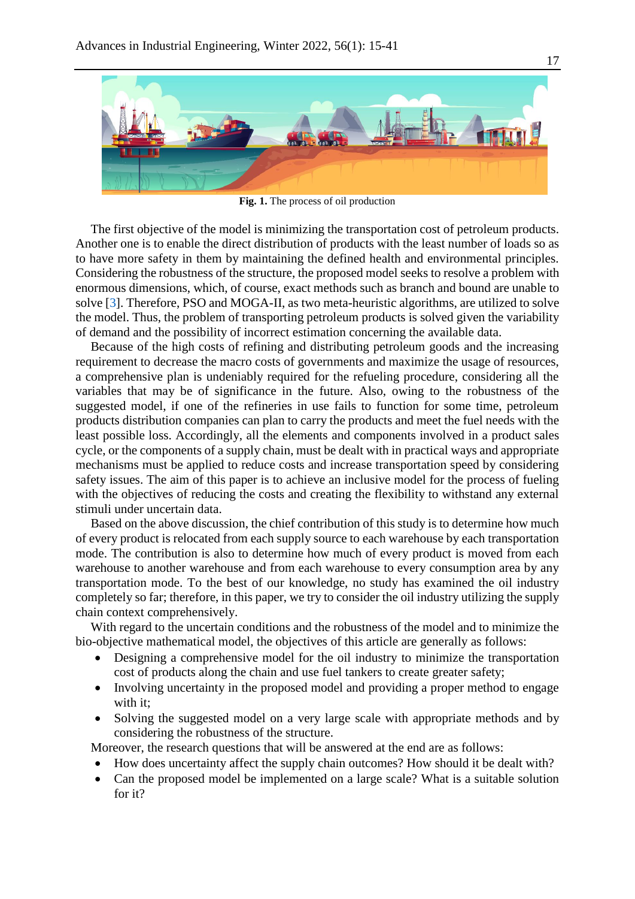**Fig. 1.** The process of oil production

The first objective of the model is minimizing the transportation cost of petroleum products. Another one is to enable the direct distribution of products with the least number of loads so as to have more safety in them by maintaining the defined health and environmental principles. Considering the robustness of the structure, the proposed model seeks to resolve a problem with enormous dimensions, which, of course, exact methods such as branch and bound are unable to solve [3]. Therefore, PSO and MOGA-II, as two meta-heuristic algorithms, are utilized to solve the model. Thus, the problem of transporting petroleum products is solved given the variability of demand and the possibility of incorrect estimation concerning the available data.

Because of the high costs of refining and distributing petroleum goods and the increasing requirement to decrease the macro costs of governments and maximize the usage of resources, a comprehensive plan is undeniably required for the refueling procedure, considering all the variables that may be of significance in the future. Also, owing to the robustness of the suggested model, if one of the refineries in use fails to function for some time, petroleum products distribution companies can plan to carry the products and meet the fuel needs with the least possible loss. Accordingly, all the elements and components involved in a product sales cycle, or the components of a supply chain, must be dealt with in practical ways and appropriate mechanisms must be applied to reduce costs and increase transportation speed by considering safety issues. The aim of this paper is to achieve an inclusive model for the process of fueling with the objectives of reducing the costs and creating the flexibility to withstand any external stimuli under uncertain data.

Based on the above discussion, the chief contribution of this study is to determine how much of every product is relocated from each supply source to each warehouse by each transportation mode. The contribution is also to determine how much of every product is moved from each warehouse to another warehouse and from each warehouse to every consumption area by any transportation mode. To the best of our knowledge, no study has examined the oil industry completely so far; therefore, in this paper, we try to consider the oil industry utilizing the supply chain context comprehensively.

With regard to the uncertain conditions and the robustness of the model and to minimize the bio-objective mathematical model, the objectives of this article are generally as follows:

- Designing a comprehensive model for the oil industry to minimize the transportation cost of products along the chain and use fuel tankers to create greater safety;
- Involving uncertainty in the proposed model and providing a proper method to engage with it;
- Solving the suggested model on a very large scale with appropriate methods and by considering the robustness of the structure.

Moreover, the research questions that will be answered at the end are as follows:

- How does uncertainty affect the supply chain outcomes? How should it be dealt with?
- Can the proposed model be implemented on a large scale? What is a suitable solution for it?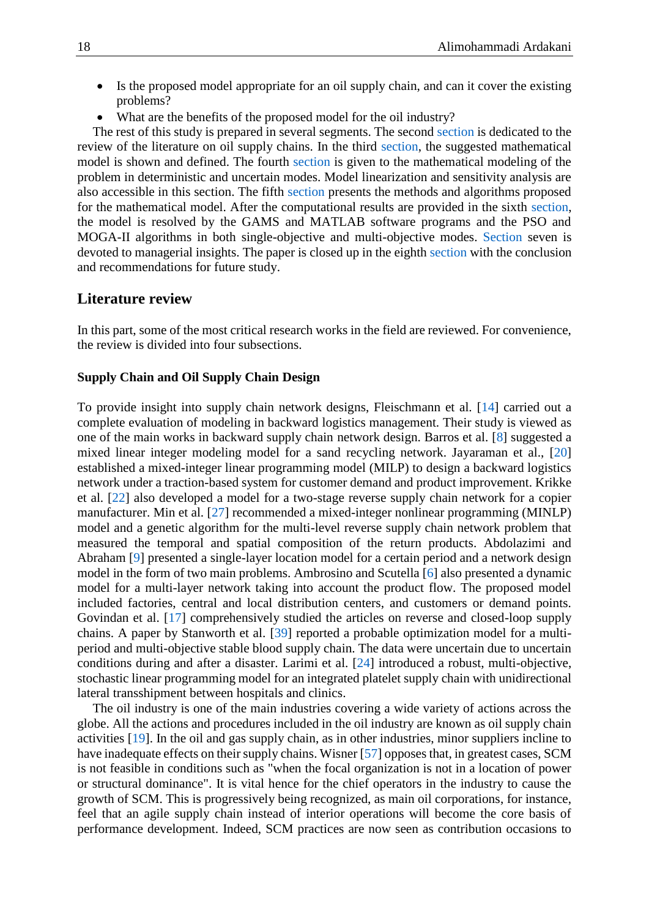- Is the proposed model appropriate for an oil supply chain, and can it cover the existing problems?
- What are the benefits of the proposed model for the oil industry?

The rest of this study is prepared in several segments. The second section is dedicated to the review of the literature on oil supply chains. In the third section, the suggested mathematical model is shown and defined. The fourth section is given to the mathematical modeling of the problem in deterministic and uncertain modes. Model linearization and sensitivity analysis are also accessible in this section. The fifth section presents the methods and algorithms proposed for the mathematical model. After the computational results are provided in the sixth section, the model is resolved by the GAMS and MATLAB software programs and the PSO and MOGA-II algorithms in both single-objective and multi-objective modes. Section seven is devoted to managerial insights. The paper is closed up in the eighth section with the conclusion and recommendations for future study.

## Literature review

In this part, some of the most critical research works in the field are reviewed. For convenience, the review is divided into four subsections.

### Supply Chain and Oil Supply Chain Design

To provide insight into supply chain network designs, Fleischmann et al. [14] carried out a complete evaluation of modeling in backward logistics management. Their study is viewed as one of the main works in backward supply chain network design. Barros et al. [8] suggested a mixed linear integer modeling model for a sand recycling network. Jayaraman et al., [20] established a mixed-integer linear programming model (MILP) to design a backward logistics network under a traction-based system for customer demand and product improvement. Krikke et al. [22] also developed a model for a two-stage reverse supply chain network for a copier manufacturer. Min et al. [27] recommended a mixed-integer nonlinear programming (MINLP) model and a genetic algorithm for the multi-level reverse supply chain network problem that measured the temporal and spatial composition of the return products. Abdolazimi and Abraham [9] presented a single-layer location model for a certain period and a network design model in the form of two main problems. Ambrosino and Scutella [6] also presented a dynamic model for a multi-layer network taking into account the product flow. The proposed model included factories, central and local distribution centers, and customers or demand points. Govindan et al. [17] comprehensively studied the articles on reverse and closed-loop supply chains. A paper by Stanworth et al. [39] reported a probable optimization model for a multi-period and multi-objective stable blood supply chain. The data were uncertain due to uncertain conditions during and after a disaster. Larimi et al. [24] introduced a robust, multi-objective, stochastic linear programming model for an integrated platelet supply chain with unidirectional lateral transshipment between hospitals and clinics.

The oil industry is one of the main industries covering a wide variety of actions across the globe. All the actions and procedures included in the oil industry are known as oil supply chain activities [19]. In the oil and gas supply chain, as in other industries, minor suppliers incline to have inadequate effects on their supply chains. Wisner [57] opposes that, in greatest cases, SCM is not feasible in conditions such as "when the focal organization is not in a location of power or structural dominance". It is vital hence for the chief operators in the industry to cause the growth of SCM. This is progressively being recognized, as main oil corporations, for instance, feel that an agile supply chain instead of interior operations will become the core basis of performance development. Indeed, SCM practices are now seen as contribution occasions to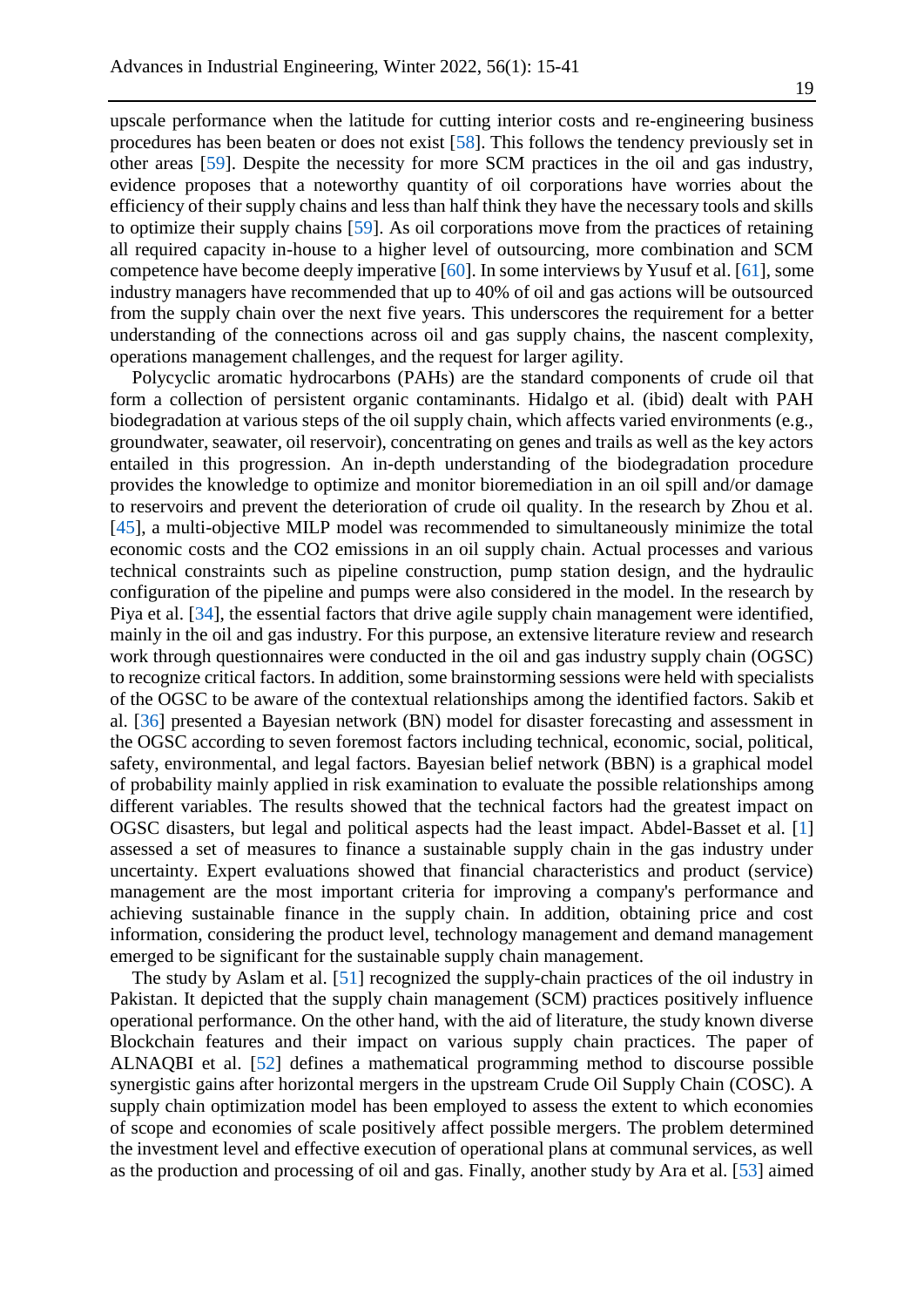upscale performance when the latitude for cutting interior costs and re-engineering business procedures has been beaten or does not exist [58]. This follows the tendency previously set in other areas [59]. Despite the necessity for more SCM practices in the oil and gas industry, evidence proposes that a noteworthy quantity of oil corporations have worries about the efficiency of their supply chains and less than half think they have the necessary tools and skills to optimize their supply chains [59]. As oil corporations move from the practices of retaining all required capacity in-house to a higher level of outsourcing, more combination and SCM competence have become deeply imperative [60]. In some interviews by Yusuf et al. [61], some industry managers have recommended that up to 40% of oil and gas actions will be outsourced from the supply chain over the next five years. This underscores the requirement for a better understanding of the connections across oil and gas supply chains, the nascent complexity, operations management challenges, and the request for larger agility.

Polycyclic aromatic hydrocarbons (PAHs) are the standard components of crude oil that form a collection of persistent organic contaminants. Hidalgo et al. (ibid) dealt with PAH biodegradation at various steps of the oil supply chain, which affects varied environments (e.g., groundwater, seawater, oil reservoir), concentrating on genes and trails as well as the key actors entailed in this progression. An in-depth understanding of the biodegradation procedure provides the knowledge to optimize and monitor bioremediation in an oil spill and/or damage to reservoirs and prevent the deterioration of crude oil quality. In the research by Zhou et al. [45], a multi-objective MILP model was recommended to simultaneously minimize the total economic costs and the CO2 emissions in an oil supply chain. Actual processes and various technical constraints such as pipeline construction, pump station design, and the hydraulic configuration of the pipeline and pumps were also considered in the model. In the research by Piya et al. [34], the essential factors that drive agile supply chain management were identified, mainly in the oil and gas industry. For this purpose, an extensive literature review and research work through questionnaires were conducted in the oil and gas industry supply chain (OGSC) to recognize critical factors. In addition, some brainstorming sessions were held with specialists of the OGSC to be aware of the contextual relationships among the identified factors. Sakib et al. [36] presented a Bayesian network (BN) model for disaster forecasting and assessment in the OGSC according to seven foremost factors including technical, economic, social, political, safety, environmental, and legal factors. Bayesian belief network (BBN) is a graphical model of probability mainly applied in risk examination to evaluate the possible relationships among different variables. The results showed that the technical factors had the greatest impact on OGSC disasters, but legal and political aspects had the least impact. Abdel-Basset et al. [1] assessed a set of measures to finance a sustainable supply chain in the gas industry under uncertainty. Expert evaluations showed that financial characteristics and product (service) management are the most important criteria for improving a company's performance and achieving sustainable finance in the supply chain. In addition, obtaining price and cost information, considering the product level, technology management and demand management emerged to be significant for the sustainable supply chain management.

The study by Aslam et al. [51] recognized the supply-chain practices of the oil industry in Pakistan. It depicted that the supply chain management (SCM) practices positively influence operational performance. On the other hand, with the aid of literature, the study known diverse Blockchain features and their impact on various supply chain practices. The paper of ALNAQBI et al. [52] defines a mathematical programming method to discourse possible synergistic gains after horizontal mergers in the upstream Crude Oil Supply Chain (COSC). A supply chain optimization model has been employed to assess the extent to which economies of scope and economies of scale positively affect possible mergers. The problem determined the investment level and effective execution of operational plans at communal services, as well as the production and processing of oil and gas. Finally, another study by Ara et al. [53] aimed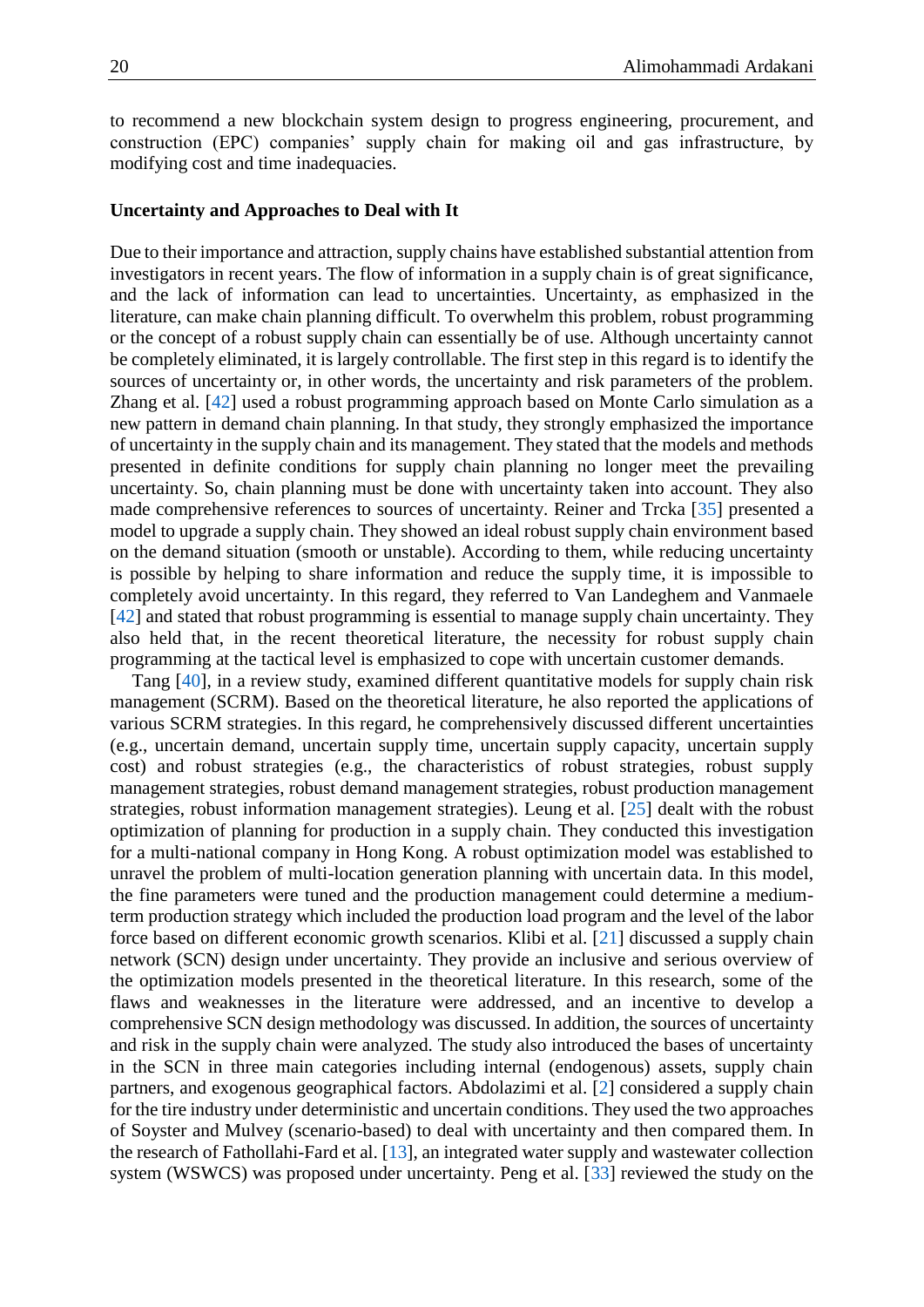to recommend a new blockchain system design to progress engineering, procurement, and construction (EPC) companies' supply chain for making oil and gas infrastructure, by modifying cost and time inadequacies.

### Uncertainty and Approaches to Deal with It

Due to their importance and attraction, supply chains have established substantial attention from investigators in recent years. The flow of information in a supply chain is of great significance, and the lack of information can lead to uncertainties. Uncertainty, as emphasized in the literature, can make chain planning difficult. To overwhelm this problem, robust programming or the concept of a robust supply chain can essentially be of use. Although uncertainty cannot be completely eliminated, it is largely controllable. The first step in this regard is to identify the sources of uncertainty or, in other words, the uncertainty and risk parameters of the problem. Zhang et al. [42] used a robust programming approach based on Monte Carlo simulation as a new pattern in demand chain planning. In that study, they strongly emphasized the importance of uncertainty in the supply chain and its management. They stated that the models and methods presented in definite conditions for supply chain planning no longer meet the prevailing uncertainty. So, chain planning must be done with uncertainty taken into account. They also made comprehensive references to sources of uncertainty. Reiner and Trcka [35] presented a model to upgrade a supply chain. They showed an ideal robust supply chain environment based on the demand situation (smooth or unstable). According to them, while reducing uncertainty is possible by helping to share information and reduce the supply time, it is impossible to completely avoid uncertainty. In this regard, they referred to Van Landeghem and Vanmaele [42] and stated that robust programming is essential to manage supply chain uncertainty. They also held that, in the recent theoretical literature, the necessity for robust supply chain programming at the tactical level is emphasized to cope with uncertain customer demands.

Tang [40], in a review study, examined different quantitative models for supply chain risk management (SCRM). Based on the theoretical literature, he also reported the applications of various SCRM strategies. In this regard, he comprehensively discussed different uncertainties (e.g., uncertain demand, uncertain supply time, uncertain supply capacity, uncertain supply cost) and robust strategies (e.g., the characteristics of robust strategies, robust supply management strategies, robust demand management strategies, robust production management strategies, robust information management strategies). Leung et al. [25] dealt with the robust optimization of planning for production in a supply chain. They conducted this investigation for a multi-national company in Hong Kong. A robust optimization model was established to unravel the problem of multi-location generation planning with uncertain data. In this model, the fine parameters were tuned and the production management could determine a medium-term production strategy which included the production load program and the level of the labor force based on different economic growth scenarios. Klibi et al. [21] discussed a supply chain network (SCN) design under uncertainty. They provide an inclusive and serious overview of the optimization models presented in the theoretical literature. In this research, some of the flaws and weaknesses in the literature were addressed, and an incentive to develop a comprehensive SCN design methodology was discussed. In addition, the sources of uncertainty and risk in the supply chain were analyzed. The study also introduced the bases of uncertainty in the SCN in three main categories including internal (endogenous) assets, supply chain partners, and exogenous geographical factors. Abdolazimi et al. [2] considered a supply chain for the tire industry under deterministic and uncertain conditions. They used the two approaches of Soyster and Mulvey (scenario-based) to deal with uncertainty and then compared them. In the research of Fathollahi-Fard et al. [13], an integrated water supply and wastewater collection system (WSWCS) was proposed under uncertainty. Peng et al. [33] reviewed the study on the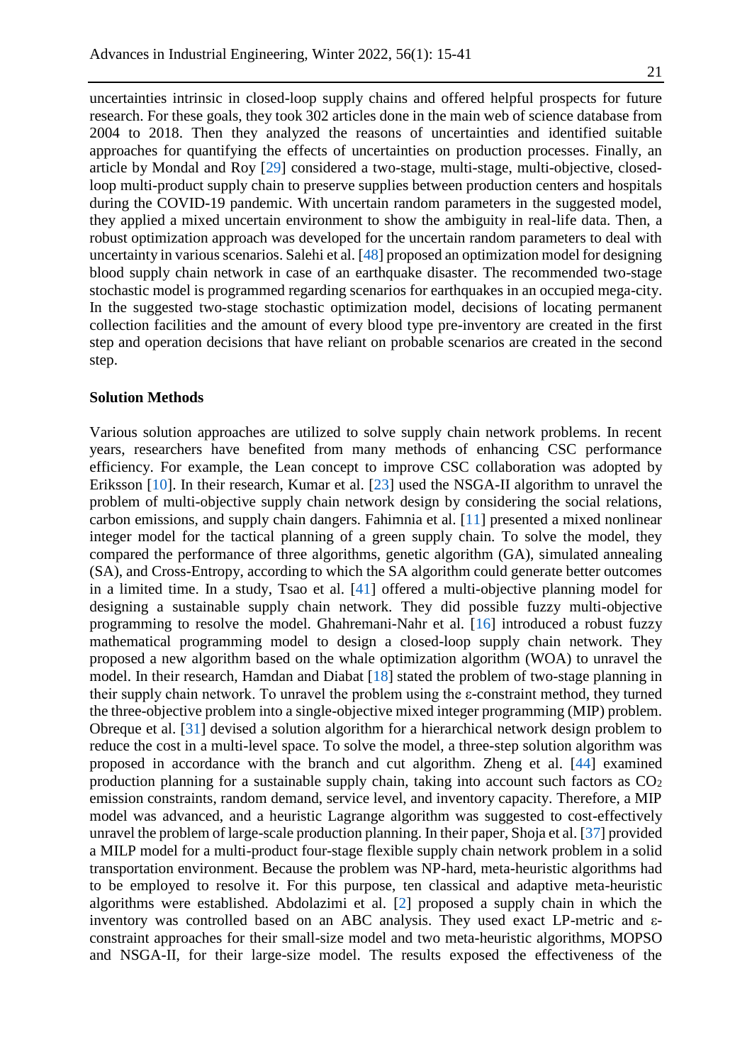uncertainties intrinsic in closed-loop supply chains and offered helpful prospects for future research. For these goals, they took 302 articles done in the main web of science database from 2004 to 2018. Then they analyzed the reasons of uncertainties and identified suitable approaches for quantifying the effects of uncertainties on production processes. Finally, an article by Mondal and Roy [29] considered a two-stage, multi-stage, multi-objective, closed-loop multi-product supply chain to preserve supplies between production centers and hospitals during the COVID-19 pandemic. With uncertain random parameters in the suggested model, they applied a mixed uncertain environment to show the ambiguity in real-life data. Then, a robust optimization approach was developed for the uncertain random parameters to deal with uncertainty in various scenarios. Salehi et al. [48] proposed an optimization model for designing blood supply chain network in case of an earthquake disaster. The recommended two-stage stochastic model is programmed regarding scenarios for earthquakes in an occupied mega-city. In the suggested two-stage stochastic optimization model, decisions of locating permanent collection facilities and the amount of every blood type pre-inventory are created in the first step and operation decisions that have reliant on probable scenarios are created in the second step.

**Solution Methods**

Various solution approaches are utilized to solve supply chain network problems. In recent years, researchers have benefited from many methods of enhancing CSC performance efficiency. For example, the Lean concept to improve CSC collaboration was adopted by Eriksson [10]. In their research, Kumar et al. [23] used the NSGA-II algorithm to unravel the problem of multi-objective supply chain network design by considering the social relations, carbon emissions, and supply chain dangers. Fahimnia et al. [11] presented a mixed nonlinear integer model for the tactical planning of a green supply chain. To solve the model, they compared the performance of three algorithms, genetic algorithm (GA), simulated annealing (SA), and Cross-Entropy, according to which the SA algorithm could generate better outcomes in a limited time. In a study, Tsao et al. [41] offered a multi-objective planning model for designing a sustainable supply chain network. They did possible fuzzy multi-objective programming to resolve the model. Ghahremani-Nahr et al. [16] introduced a robust fuzzy mathematical programming model to design a closed-loop supply chain network. They proposed a new algorithm based on the whale optimization algorithm (WOA) to unravel the model. In their research, Hamdan and Diabat [18] stated the problem of two-stage planning in their supply chain network. To unravel the problem using the ε-constraint method, they turned the three-objective problem into a single-objective mixed integer programming (MIP) problem. Obreque et al. [31] devised a solution algorithm for a hierarchical network design problem to reduce the cost in a multi-level space. To solve the model, a three-step solution algorithm was proposed in accordance with the branch and cut algorithm. Zheng et al. [44] examined production planning for a sustainable supply chain, taking into account such factors as $CO_2$ emission constraints, random demand, service level, and inventory capacity. Therefore, a MIP model was advanced, and a heuristic Lagrange algorithm was suggested to cost-effectively unravel the problem of large-scale production planning. In their paper, Shoja et al. [37] provided a MILP model for a multi-product four-stage flexible supply chain network problem in a solid transportation environment. Because the problem was NP-hard, meta-heuristic algorithms had to be employed to resolve it. For this purpose, ten classical and adaptive meta-heuristic algorithms were established. Abdolazimi et al. [2] proposed a supply chain in which the inventory was controlled based on an ABC analysis. They used exact LP-metric and ε-constraint approaches for their small-size model and two meta-heuristic algorithms, MOPSO and NSGA-II, for their large-size model. The results exposed the effectiveness of the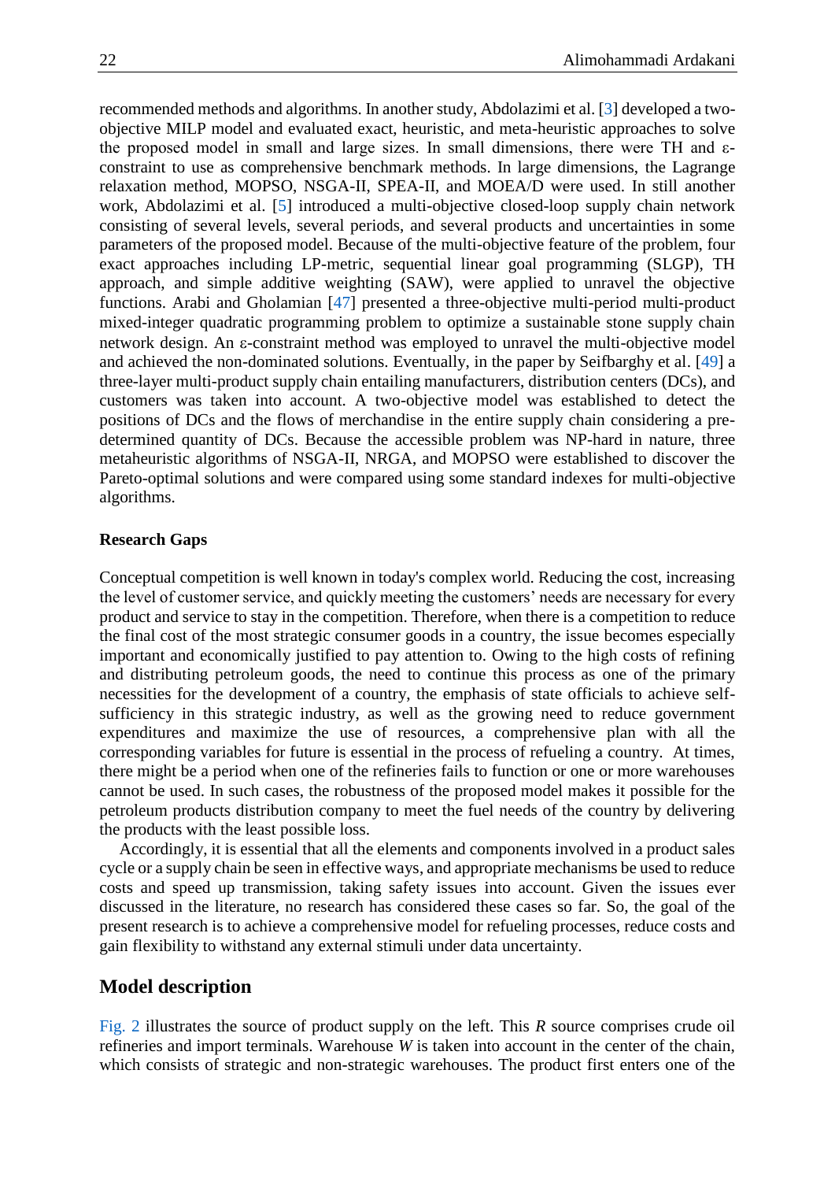recommended methods and algorithms. In another study, Abdolazimi et al. [3] developed a two-objective MILP model and evaluated exact, heuristic, and meta-heuristic approaches to solve the proposed model in small and large sizes. In small dimensions, there were TH and ε-constraint to use as comprehensive benchmark methods. In large dimensions, the Lagrange relaxation method, MOPSO, NSGA-II, SPEA-II, and MOEA/D were used. In still another work, Abdolazimi et al. [5] introduced a multi-objective closed-loop supply chain network consisting of several levels, several periods, and several products and uncertainties in some parameters of the proposed model. Because of the multi-objective feature of the problem, four exact approaches including LP-metric, sequential linear goal programming (SLGP), TH approach, and simple additive weighting (SAW), were applied to unravel the objective functions. Arabi and Gholamian [47] presented a three-objective multi-period multi-product mixed-integer quadratic programming problem to optimize a sustainable stone supply chain network design. An ε-constraint method was employed to unravel the multi-objective model and achieved the non-dominated solutions. Eventually, in the paper by Seifbarghy et al. [49] a three-layer multi-product supply chain entailing manufacturers, distribution centers (DCs), and customers was taken into account. A two-objective model was established to detect the positions of DCs and the flows of merchandise in the entire supply chain considering a pre-determined quantity of DCs. Because the accessible problem was NP-hard in nature, three metaheuristic algorithms of NSGA-II, NRGA, and MOPSO were established to discover the Pareto-optimal solutions and were compared using some standard indexes for multi-objective algorithms.

#### Research Gaps

Conceptual competition is well known in today's complex world. Reducing the cost, increasing the level of customer service, and quickly meeting the customers' needs are necessary for every product and service to stay in the competition. Therefore, when there is a competition to reduce the final cost of the most strategic consumer goods in a country, the issue becomes especially important and economically justified to pay attention to. Owing to the high costs of refining and distributing petroleum goods, the need to continue this process as one of the primary necessities for the development of a country, the emphasis of state officials to achieve self-sufficiency in this strategic industry, as well as the growing need to reduce government expenditures and maximize the use of resources, a comprehensive plan with all the corresponding variables for future is essential in the process of refueling a country. At times, there might be a period when one of the refineries fails to function or one or more warehouses cannot be used. In such cases, the robustness of the proposed model makes it possible for the petroleum products distribution company to meet the fuel needs of the country by delivering the products with the least possible loss.

Accordingly, it is essential that all the elements and components involved in a product sales cycle or a supply chain be seen in effective ways, and appropriate mechanisms be used to reduce costs and speed up transmission, taking safety issues into account. Given the issues ever discussed in the literature, no research has considered these cases so far. So, the goal of the present research is to achieve a comprehensive model for refueling processes, reduce costs and gain flexibility to withstand any external stimuli under data uncertainty.

## Model description

Fig. 2 illustrates the source of product supply on the left. This *R* source comprises crude oil refineries and import terminals. Warehouse *W* is taken into account in the center of the chain, which consists of strategic and non-strategic warehouses. The product first enters one of the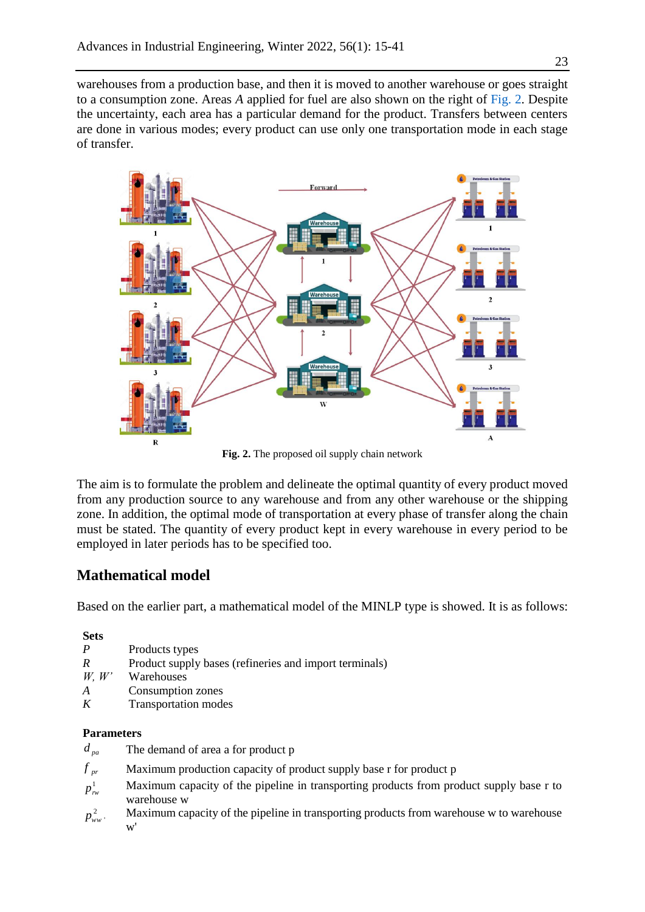warehouses from a production base, and then it is moved to another warehouse or goes straight to a consumption zone. Areas *A* applied for fuel are also shown on the right of Fig. 2. Despite the uncertainty, each area has a particular demand for the product. Transfers between centers are done in various modes; every product can use only one transportation mode in each stage of transfer.

**Fig. 2.** The proposed oil supply chain network

The aim is to formulate the problem and delineate the optimal quantity of every product moved from any production source to any warehouse and from any other warehouse or the shipping zone. In addition, the optimal mode of transportation at every phase of transfer along the chain must be stated. The quantity of every product kept in every warehouse in every period to be employed in later periods has to be specified too.

## Mathematical model

Based on the earlier part, a mathematical model of the MINLP type is showed. It is as follows:

**Sets**

| | |
|---|---|
| $P$ | Products types |
| $R$ | Product supply bases (refineries and import terminals) |
| $W$, $W'$ | Warehouses |
| $A$ | Consumption zones |
| $K$ | Transportation modes |

**Parameters**

| | |
|---|---|
| $d_{pa}$ | The demand of area a for product p |
| $f_{pr}$ | Maximum production capacity of product supply base r for product p |
| $p^1_{rw}$ | Maximum capacity of the pipeline in transporting products from product supply base r to warehouse w |
| $p^2_{ww'}$ | Maximum capacity of the pipeline in transporting products from warehouse w to warehouse w' |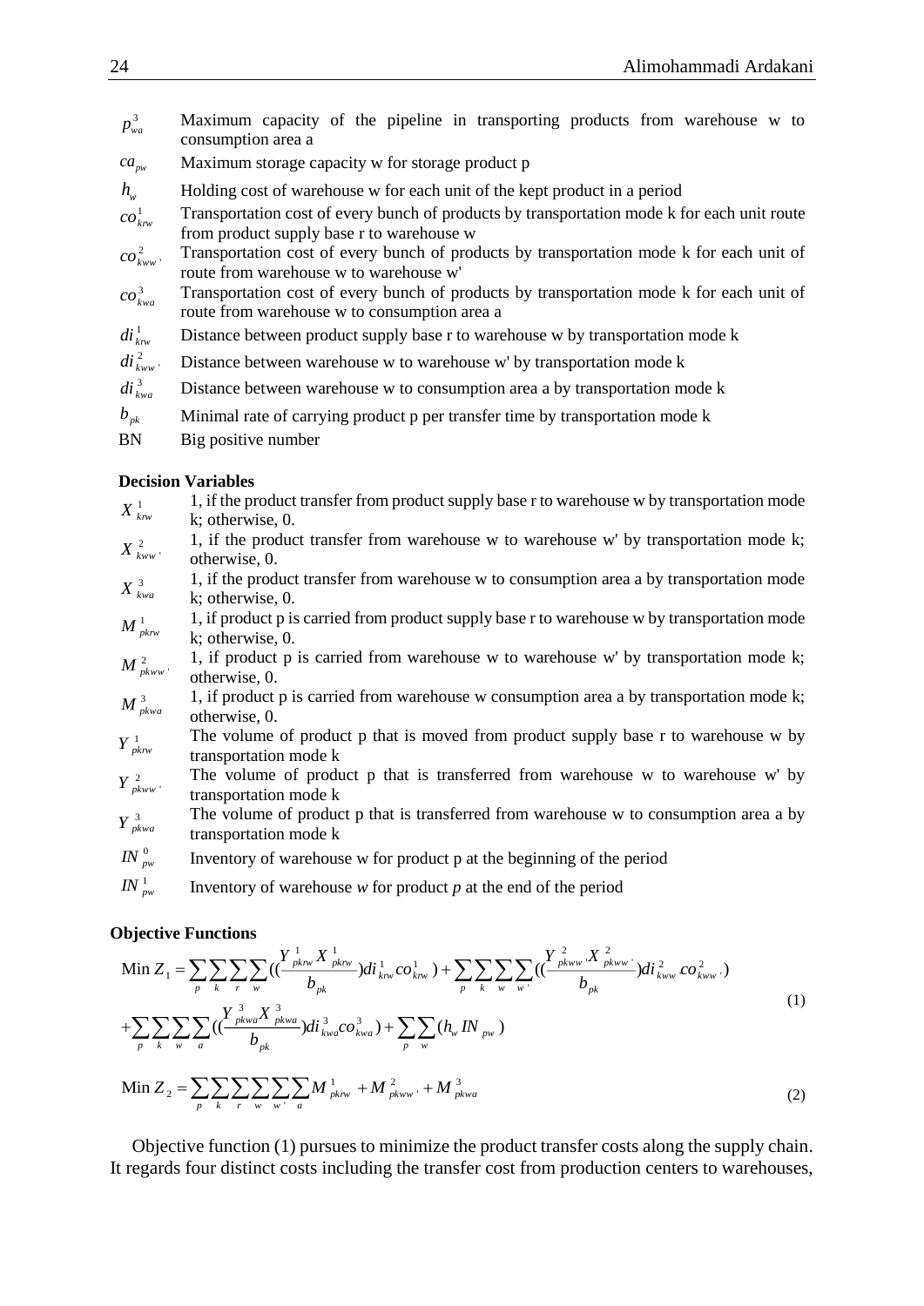$p_{wa}^{3}$ Maximum capacity of the pipeline in transporting products from warehouse w to consumption area a

$ca_{pw}$ Maximum storage capacity w for storage product p

$h_{w}$ Holding cost of warehouse w for each unit of the kept product in a period

$co_{krw}^{1}$ Transportation cost of every bunch of products by transportation mode k for each unit route from product supply base r to warehouse w

$co_{kww'}^{2}$ Transportation cost of every bunch of products by transportation mode k for each unit of route from warehouse w to warehouse w'

$co_{kwa}^{3}$ Transportation cost of every bunch of products by transportation mode k for each unit of route from warehouse w to consumption area a

$di_{krw}^{1}$ Distance between product supply base r to warehouse w by transportation mode k

$di_{kww'}^{2}$ Distance between warehouse w to warehouse w' by transportation mode k

$di_{kwa}^{3}$ Distance between warehouse w to consumption area a by transportation mode k

$b_{pk}$ Minimal rate of carrying product p per transfer time by transportation mode k

BN Big positive number

**Decision Variables**

$X_{krw}^{1}$ 1, if the product transfer from product supply base r to warehouse w by transportation mode k; otherwise, 0.

$X_{kww'}^{2}$ 1, if the product transfer from warehouse w to warehouse w' by transportation mode k; otherwise, 0.

$X_{kwa}^{3}$ 1, if the product transfer from warehouse w to consumption area a by transportation mode k; otherwise, 0.

$M_{pkrw}^{1}$ 1, if product p is carried from product supply base r to warehouse w by transportation mode k; otherwise, 0.

$M_{pkww'}^{2}$ 1, if product p is carried from warehouse w to warehouse w' by transportation mode k; otherwise, 0.

$M_{pkwa}^{3}$ 1, if product p is carried from warehouse w consumption area a by transportation mode k; otherwise, 0.

$Y_{pkrw}^{1}$ The volume of product p that is moved from product supply base r to warehouse w by transportation mode k

$Y_{pkww'}^{2}$ The volume of product p that is transferred from warehouse w to warehouse w' by transportation mode k

$Y_{pkwa}^{3}$ The volume of product p that is transferred from warehouse w to consumption area a by transportation mode k

$IN_{pw}^{0}$ Inventory of warehouse w for product p at the beginning of the period

$IN_{pw}^{1}$ Inventory of warehouse *w* for product *p* at the end of the period

**Objective Functions**

$$\text{Min } Z_1 = \sum_{p}\sum_{k}\sum_{r}\sum_{w}\left(\left(\frac{Y_{pkrw}^{1}X_{pkrw}^{1}}{b_{pk}}\right)di_{krw}^{1}co_{krw}^{1}\right) + \sum_{p}\sum_{k}\sum_{w}\sum_{w'}\left(\left(\frac{Y_{pkww'}^{2}X_{pkww'}^{2}}{b_{pk}}\right)di_{kww'}^{2}co_{kww'}^{2}\right)$$
$$+\sum_{p}\sum_{k}\sum_{w}\sum_{a}\left(\left(\frac{Y_{pkwa}^{3}X_{pkwa}^{3}}{b_{pk}}\right)di_{kwa}^{3}co_{kwa}^{3}\right) + \sum_{p}\sum_{w}\left(h_{w}IN_{pw}\right) \tag{1}$$

$$\text{Min } Z_2 = \sum_{p}\sum_{k}\sum_{r}\sum_{w}\sum_{w'}\sum_{a}M_{pkrw}^{1} + M_{pkww'}^{2} + M_{pkwa}^{3} \tag{2}$$

Objective function (1) pursues to minimize the product transfer costs along the supply chain. It regards four distinct costs including the transfer cost from production centers to warehouses,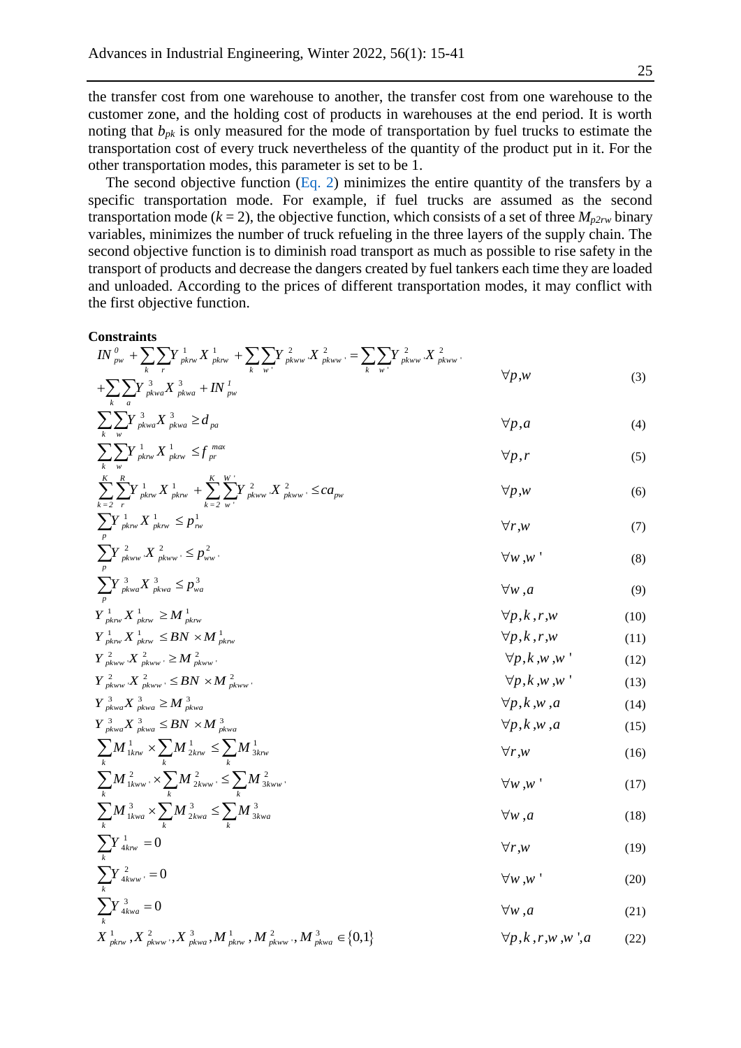the transfer cost from one warehouse to another, the transfer cost from one warehouse to the customer zone, and the holding cost of products in warehouses at the end period. It is worth noting that $b_{pk}$ is only measured for the mode of transportation by fuel trucks to estimate the transportation cost of every truck nevertheless of the quantity of the product put in it. For the other transportation modes, this parameter is set to be 1.

The second objective function (Eq. 2) minimizes the entire quantity of the transfers by a specific transportation mode. For example, if fuel trucks are assumed as the second transportation mode ($k = 2$), the objective function, which consists of a set of three $M_{p2rw}$ binary variables, minimizes the number of truck refueling in the three layers of the supply chain. The second objective function is to diminish road transport as much as possible to rise safety in the transport of products and decrease the dangers created by fuel tankers each time they are loaded and unloaded. According to the prices of different transportation modes, it may conflict with the first objective function.

**Constraints**

$$IN^{0}_{pw} + \sum_{k}\sum_{r} Y^{1}_{pkrw} X^{1}_{pkrw} + \sum_{k}\sum_{w'} Y^{2}_{pkw'w} X^{2}_{pkw'w} = \sum_{k}\sum_{w'} Y^{2}_{pkww'} X^{2}_{pkww'} + \sum_{k}\sum_{a} Y^{3}_{pkwa} X^{3}_{pkwa} + IN^{1}_{pw} \qquad \forall p,w \qquad (3)$$

$$\sum_{k}\sum_{w} Y^{3}_{pkwa} X^{3}_{pkwa} \geq d_{pa} \qquad \forall p,a \qquad (4)$$

$$\sum_{k}\sum_{w} Y^{1}_{pkrw} X^{1}_{pkrw} \leq f^{max}_{pr} \qquad \forall p,r \qquad (5)$$

$$\sum_{k=2}^{K}\sum_{r}^{R} Y^{1}_{pkrw} X^{1}_{pkrw} + \sum_{k=2}^{K}\sum_{w'}^{W'} Y^{2}_{pkw'w} X^{2}_{pkw'w} \leq ca_{pw} \qquad \forall p,w \qquad (6)$$

$$\sum_{p} Y^{1}_{pkrw} X^{1}_{pkrw} \leq p^{1}_{rw} \qquad \forall r,w \qquad (7)$$

$$\sum_{p} Y^{2}_{pkww'} X^{2}_{pkww'} \leq p^{2}_{ww'} \qquad \forall w,w' \qquad (8)$$

$$\sum_{p} Y^{3}_{pkwa} X^{3}_{pkwa} \leq p^{3}_{wa} \qquad \forall w,a \qquad (9)$$

$$Y^{1}_{pkrw} X^{1}_{pkrw} \geq M^{1}_{pkrw} \qquad \forall p,k,r,w \qquad (10)$$

$$Y^{1}_{pkrw} X^{1}_{pkrw} \leq BN \times M^{1}_{pkrw} \qquad \forall p,k,r,w \qquad (11)$$

$$Y^{2}_{pkww'} X^{2}_{pkww'} \geq M^{2}_{pkww'} \qquad \forall p,k,w,w' \qquad (12)$$

$$Y^{2}_{pkww'} X^{2}_{pkww'} \leq BN \times M^{2}_{pkww'} \qquad \forall p,k,w,w' \qquad (13)$$

$$Y^{3}_{pkwa} X^{3}_{pkwa} \geq M^{3}_{pkwa} \qquad \forall p,k,w,a \qquad (14)$$

$$Y^{3}_{pkwa} X^{3}_{pkwa} \leq BN \times M^{3}_{pkwa} \qquad \forall p,k,w,a \qquad (15)$$

$$\sum_{k} M^{1}_{1krw} \times \sum_{k} M^{1}_{2krw} \leq \sum_{k} M^{1}_{3krw} \qquad \forall r,w \qquad (16)$$

$$\sum_{k} M^{2}_{1kww'} \times \sum_{k} M^{2}_{2kww'} \leq \sum_{k} M^{2}_{3kww'} \qquad \forall w,w' \qquad (17)$$

$$\sum_{k} M^{3}_{1kwa} \times \sum_{k} M^{3}_{2kwa} \leq \sum_{k} M^{3}_{3kwa} \qquad \forall w,a \qquad (18)$$

$$\sum_{k} Y^{1}_{4krw} = 0 \qquad \forall r,w \qquad (19)$$

$$\sum_{k} Y^{2}_{4kww'} = 0 \qquad \forall w,w' \qquad (20)$$

$$\sum_{k} Y^{3}_{4kwa} = 0 \qquad \forall w,a \qquad (21)$$

$$X^{1}_{pkrw}, X^{2}_{pkww'}, X^{3}_{pkwa}, M^{1}_{pkrw}, M^{2}_{pkww'}, M^{3}_{pkwa} \in \{0,1\} \qquad \forall p,k,r,w,w',a \qquad (22)$$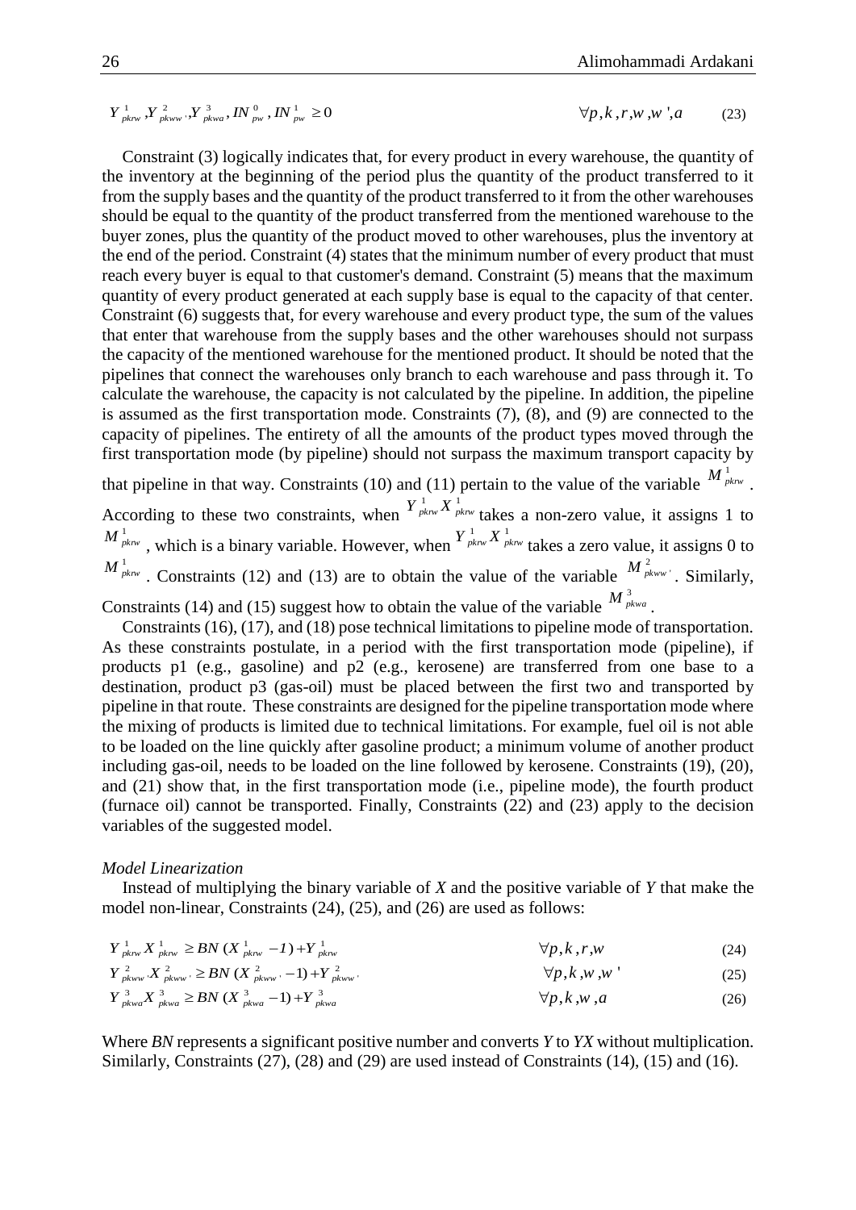$$Y^{1}_{pkrw}, Y^{2}_{pkww'}, Y^{3}_{pkwa}, IN^{0}_{pw}, IN^{1}_{pw} \geq 0 \qquad \forall p,k,r,w,w',a \tag{23}$$

Constraint (3) logically indicates that, for every product in every warehouse, the quantity of the inventory at the beginning of the period plus the quantity of the product transferred to it from the supply bases and the quantity of the product transferred to it from the other warehouses should be equal to the quantity of the product transferred from the mentioned warehouse to the buyer zones, plus the quantity of the product moved to other warehouses, plus the inventory at the end of the period. Constraint (4) states that the minimum number of every product that must reach every buyer is equal to that customer's demand. Constraint (5) means that the maximum quantity of every product generated at each supply base is equal to the capacity of that center. Constraint (6) suggests that, for every warehouse and every product type, the sum of the values that enter that warehouse from the supply bases and the other warehouses should not surpass the capacity of the mentioned warehouse for the mentioned product. It should be noted that the pipelines that connect the warehouses only branch to each warehouse and pass through it. To calculate the warehouse, the capacity is not calculated by the pipeline. In addition, the pipeline is assumed as the first transportation mode. Constraints (7), (8), and (9) are connected to the capacity of pipelines. The entirety of all the amounts of the product types moved through the first transportation mode (by pipeline) should not surpass the maximum transport capacity by that pipeline in that way. Constraints (10) and (11) pertain to the value of the variable $M^{1}_{pkrw}$. According to these two constraints, when $Y^{1}_{pkrw} X^{1}_{pkrw}$ takes a non-zero value, it assigns 1 to $M^{1}_{pkrw}$, which is a binary variable. However, when $Y^{1}_{pkrw} X^{1}_{pkrw}$ takes a zero value, it assigns 0 to $M^{1}_{pkrw}$. Constraints (12) and (13) are to obtain the value of the variable $M^{2}_{pkww'}$. Similarly, Constraints (14) and (15) suggest how to obtain the value of the variable $M^{3}_{pkwa}$.

Constraints (16), (17), and (18) pose technical limitations to pipeline mode of transportation. As these constraints postulate, in a period with the first transportation mode (pipeline), if products p1 (e.g., gasoline) and p2 (e.g., kerosene) are transferred from one base to a destination, product p3 (gas-oil) must be placed between the first two and transported by pipeline in that route. These constraints are designed for the pipeline transportation mode where the mixing of products is limited due to technical limitations. For example, fuel oil is not able to be loaded on the line quickly after gasoline product; a minimum volume of another product including gas-oil, needs to be loaded on the line followed by kerosene. Constraints (19), (20), and (21) show that, in the first transportation mode (i.e., pipeline mode), the fourth product (furnace oil) cannot be transported. Finally, Constraints (22) and (23) apply to the decision variables of the suggested model.

*Model Linearization*

Instead of multiplying the binary variable of *X* and the positive variable of *Y* that make the model non-linear, Constraints (24), (25), and (26) are used as follows:

$$Y^{1}_{pkrw} X^{1}_{pkrw} \geq BN\,(X^{1}_{pkrw} - 1) + Y^{1}_{pkrw} \qquad \forall p,k,r,w \tag{24}$$

$$Y^{2}_{pkww'} X^{2}_{pkww'} \geq BN\,(X^{2}_{pkww'} - 1) + Y^{2}_{pkww'} \qquad \forall p,k,w,w' \tag{25}$$

$$Y^{3}_{pkwa} X^{3}_{pkwa} \geq BN\,(X^{3}_{pkwa} - 1) + Y^{3}_{pkwa} \qquad \forall p,k,w,a \tag{26}$$

Where *BN* represents a significant positive number and converts *Y* to *YX* without multiplication. Similarly, Constraints (27), (28) and (29) are used instead of Constraints (14), (15) and (16).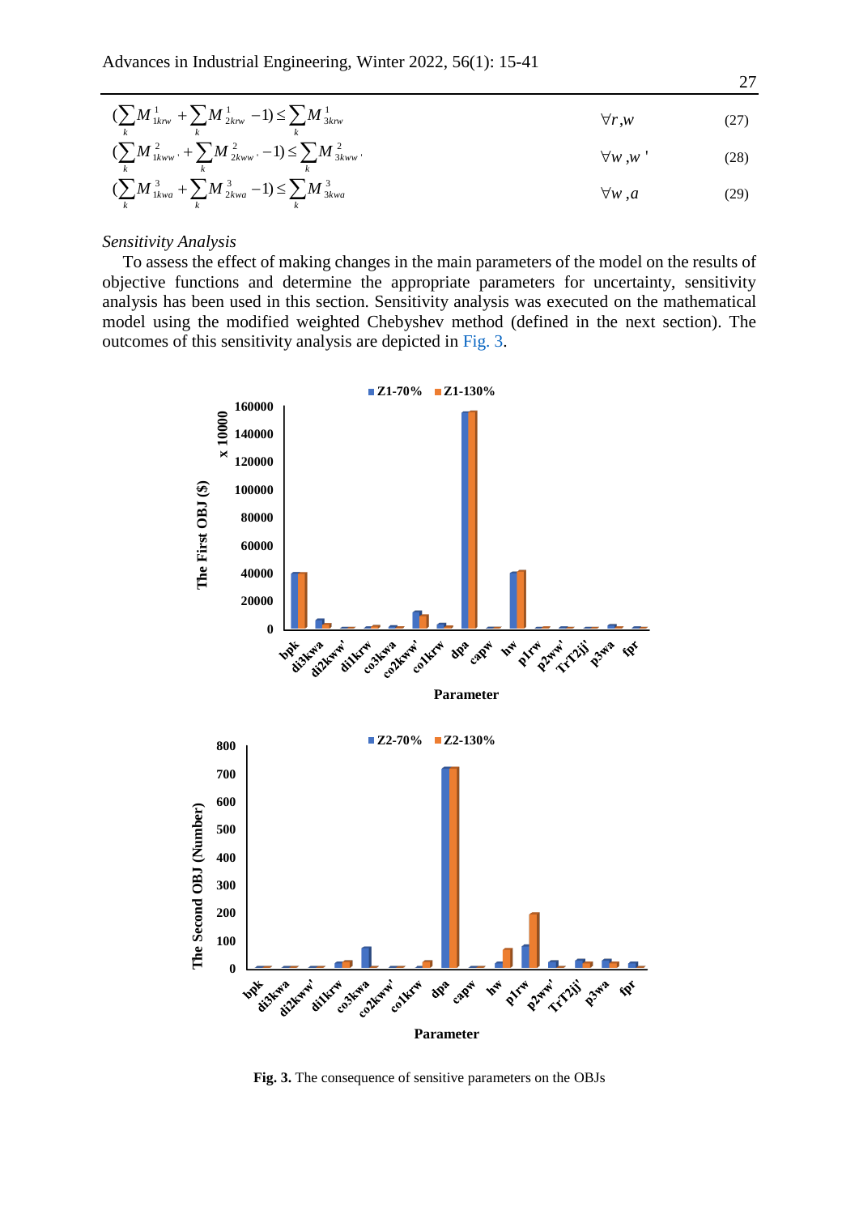$$(\sum_k M^1_{1krw} + \sum_k M^1_{2krw} - 1) \leq \sum_k M^1_{3krw} \qquad \forall r, w \qquad (27)$$

$$(\sum_k M^2_{1kww'} + \sum_k M^2_{2kww'} - 1) \leq \sum_k M^2_{3kww'} \qquad \forall w, w' \qquad (28)$$

$$(\sum_k M^3_{1kwa} + \sum_k M^3_{2kwa} - 1) \leq \sum_k M^3_{3kwa} \qquad \forall w, a \qquad (29)$$

*Sensitivity Analysis*

To assess the effect of making changes in the main parameters of the model on the results of objective functions and determine the appropriate parameters for uncertainty, sensitivity analysis has been used in this section. Sensitivity analysis was executed on the mathematical model using the modified weighted Chebyshev method (defined in the next section). The outcomes of this sensitivity analysis are depicted in Fig. 3.

**Fig. 3.** The consequence of sensitive parameters on the OBJs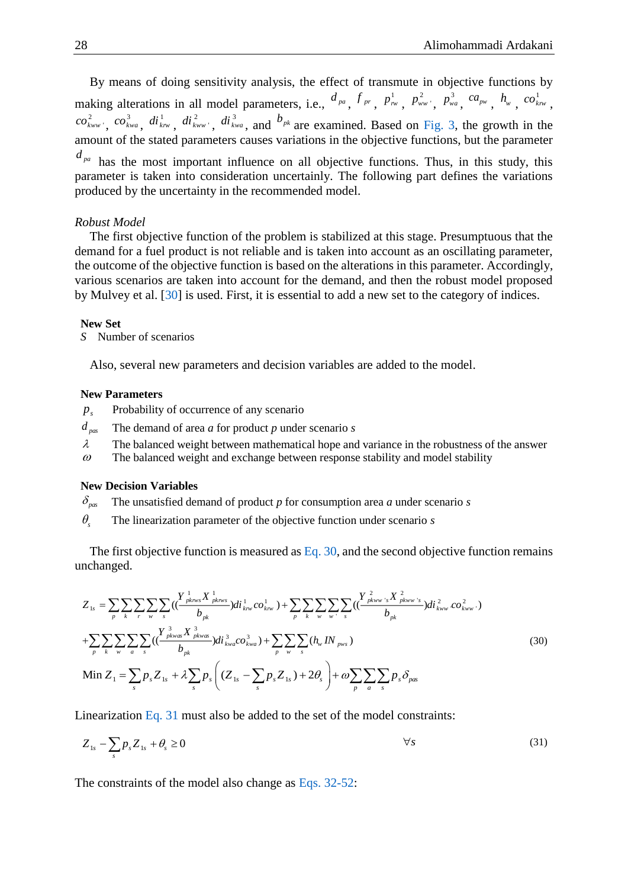By means of doing sensitivity analysis, the effect of transmute in objective functions by making alterations in all model parameters, i.e., $d_{pa}$, $f_{pr}$, $p^1_{rw}$, $p^2_{ww'}$, $p^3_{wa}$, $ca_{pw}$, $h_w$, $co^1_{krw}$, $co^2_{kww'}$, $co^3_{kwa}$, $di^1_{krw}$, $di^2_{kww'}$, $di^3_{kwa}$, and $b_{pk}$ are examined. Based on Fig. 3, the growth in the amount of the stated parameters causes variations in the objective functions, but the parameter $d_{pa}$ has the most important influence on all objective functions. Thus, in this study, this parameter is taken into consideration uncertainly. The following part defines the variations produced by the uncertainty in the recommended model.

*Robust Model*

The first objective function of the problem is stabilized at this stage. Presumptuous that the demand for a fuel product is not reliable and is taken into account as an oscillating parameter, the outcome of the objective function is based on the alterations in this parameter. Accordingly, various scenarios are taken into account for the demand, and then the robust model proposed by Mulvey et al. [30] is used. First, it is essential to add a new set to the category of indices.

**New Set**

$S$ Number of scenarios

Also, several new parameters and decision variables are added to the model.

**New Parameters**

- $p_s$ Probability of occurrence of any scenario
- $d_{pas}$ The demand of area *a* for product *p* under scenario *s*
- $\lambda$ The balanced weight between mathematical hope and variance in the robustness of the answer
- $\omega$ The balanced weight and exchange between response stability and model stability

**New Decision Variables**

- $\delta_{pas}$ The unsatisfied demand of product *p* for consumption area *a* under scenario *s*
- $\theta_s$ The linearization parameter of the objective function under scenario *s*

The first objective function is measured as Eq. 30, and the second objective function remains unchanged.

$$
\begin{aligned}
Z_{1s} = & \sum_p \sum_k \sum_r \sum_w \sum_s \left( \left( \frac{Y^1_{pkrws} X^1_{pkrws}}{b_{pk}} \right) di^1_{krw} co^1_{krw} \right) + \sum_p \sum_k \sum_w \sum_{w'} \sum_s \left( \left( \frac{Y^2_{pkww's} X^2_{pkww's}}{b_{pk}} \right) di^2_{kww'} co^2_{kww'} \right) \\
& + \sum_p \sum_k \sum_w \sum_a \sum_s \left( \left( \frac{Y^3_{pkwas} X^3_{pkwas}}{b_{pk}} \right) di^3_{kwa} co^3_{kwa} \right) + \sum_p \sum_w \sum_s \left( h_w IN_{pws} \right) \\
\text{Min } Z_1 = & \sum_s p_s Z_{1s} + \lambda \sum_s p_s \left( (Z_{1s} - \sum_s p_s Z_{1s}) + 2\theta_s \right) + \omega \sum_p \sum_a \sum_s p_s \delta_{pas}
\end{aligned} \tag{30}
$$

Linearization Eq. 31 must also be added to the set of the model constraints:

$$
Z_{1s} - \sum_s p_s Z_{1s} + \theta_s \geq 0 \qquad \forall s \tag{31}
$$

The constraints of the model also change as Eqs. 32-52: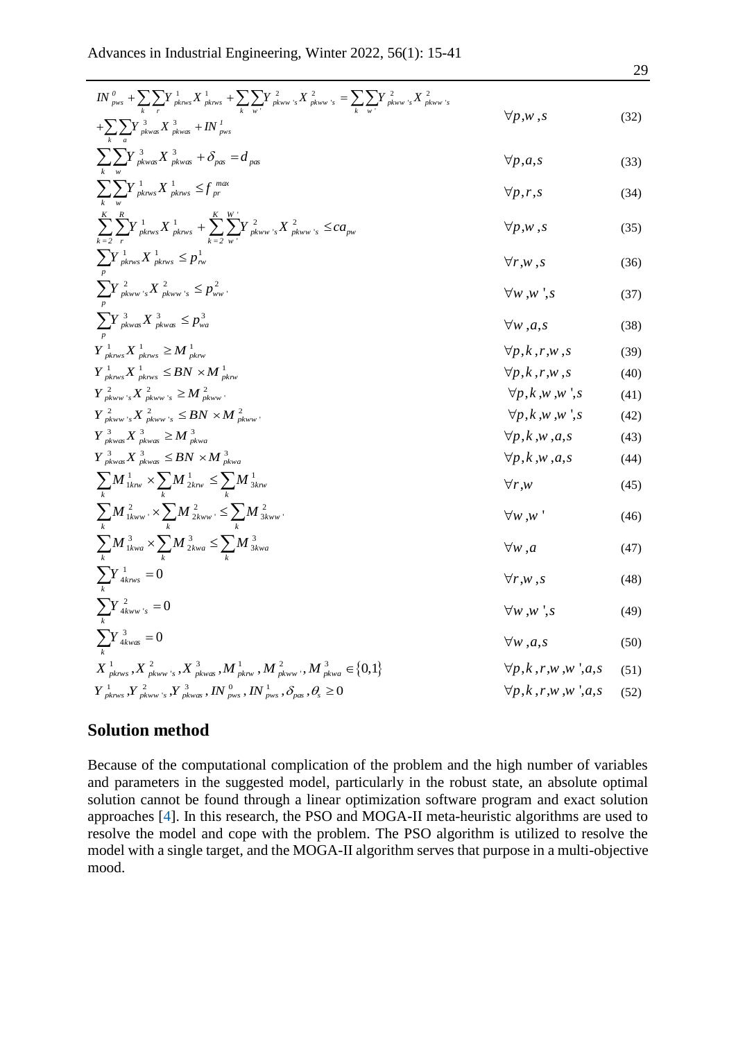$$IN^{0}_{pws} + \sum_{k}\sum_{r} Y^{1}_{pkrws} X^{1}_{pkrws} + \sum_{k}\sum_{w'} Y^{2}_{pkww's} X^{2}_{pkww's} = \sum_{k}\sum_{w'} Y^{2}_{pkww's} X^{2}_{pkww's} + \sum_{k}\sum_{a} Y^{3}_{pkwas} X^{3}_{pkwas} + IN^{1}_{pws} \quad \forall p,w,s \quad (32)$$

$$\sum_{k}\sum_{w} Y^{3}_{pkwas} X^{3}_{pkwas} + \delta_{pas} = d_{pas} \quad \forall p,a,s \quad (33)$$

$$\sum_{k}\sum_{w} Y^{1}_{pkrws} X^{1}_{pkrws} \leq f^{max}_{pr} \quad \forall p,r,s \quad (34)$$

$$\sum_{k=2}^{K}\sum_{r}^{R} Y^{1}_{pkrws} X^{1}_{pkrws} + \sum_{k=2}^{K}\sum_{w'}^{W'} Y^{2}_{pkww's} X^{2}_{pkww's} \leq ca_{pw} \quad \forall p,w,s \quad (35)$$

$$\sum_{p} Y^{1}_{pkrws} X^{1}_{pkrws} \leq p^{1}_{rw} \quad \forall r,w,s \quad (36)$$

$$\sum_{p} Y^{2}_{pkww's} X^{2}_{pkww's} \leq p^{2}_{ww'} \quad \forall w,w',s \quad (37)$$

$$\sum_{p} Y^{3}_{pkwas} X^{3}_{pkwas} \leq p^{3}_{wa} \quad \forall w,a,s \quad (38)$$

$$Y^{1}_{pkrws} X^{1}_{pkrws} \geq M^{1}_{pkrw} \quad \forall p,k,r,w,s \quad (39)$$

$$Y^{1}_{pkrws} X^{1}_{pkrws} \leq BN \times M^{1}_{pkrw} \quad \forall p,k,r,w,s \quad (40)$$

$$Y^{2}_{pkww's} X^{2}_{pkww's} \geq M^{2}_{pkww'} \quad \forall p,k,w,w',s \quad (41)$$

$$Y^{2}_{pkww's} X^{2}_{pkww's} \leq BN \times M^{2}_{pkww'} \quad \forall p,k,w,w',s \quad (42)$$

$$Y^{3}_{pkwas} X^{3}_{pkwas} \geq M^{3}_{pkwa} \quad \forall p,k,w,a,s \quad (43)$$

$$Y^{3}_{pkwas} X^{3}_{pkwas} \leq BN \times M^{3}_{pkwa} \quad \forall p,k,w,a,s \quad (44)$$

$$\sum_{k} M^{1}_{1krw} \times \sum_{k} M^{1}_{2krw} \leq \sum_{k} M^{1}_{3krw} \quad \forall r,w \quad (45)$$

$$\sum_{k} M^{2}_{1kww'} \times \sum_{k} M^{2}_{2kww'} \leq \sum_{k} M^{2}_{3kww'} \quad \forall w,w' \quad (46)$$

$$\sum_{k} M^{3}_{1kwa} \times \sum_{k} M^{3}_{2kwa} \leq \sum_{k} M^{3}_{3kwa} \quad \forall w,a \quad (47)$$

$$\sum_{k} Y^{1}_{4krws} = 0 \quad \forall r,w,s \quad (48)$$

$$\sum_{k} Y^{2}_{4kww's} = 0 \quad \forall w,w',s \quad (49)$$

$$\sum_{k} Y^{3}_{4kwas} = 0 \quad \forall w,a,s \quad (50)$$

$$X^{1}_{pkrws}, X^{2}_{pkww's}, X^{3}_{pkwas}, M^{1}_{pkrw}, M^{2}_{pkww'}, M^{3}_{pkwa} \in \{0,1\} \quad \forall p,k,r,w,w',a,s \quad (51)$$

$$Y^{1}_{pkrws}, Y^{2}_{pkww's}, Y^{3}_{pkwas}, IN^{0}_{pws}, IN^{1}_{pws}, \delta_{pas}, \theta_{s} \geq 0 \quad \forall p,k,r,w,w',a,s \quad (52)$$

## Solution method

Because of the computational complication of the problem and the high number of variables and parameters in the suggested model, particularly in the robust state, an absolute optimal solution cannot be found through a linear optimization software program and exact solution approaches [4]. In this research, the PSO and MOGA-II meta-heuristic algorithms are used to resolve the model and cope with the problem. The PSO algorithm is utilized to resolve the model with a single target, and the MOGA-II algorithm serves that purpose in a multi-objective mood.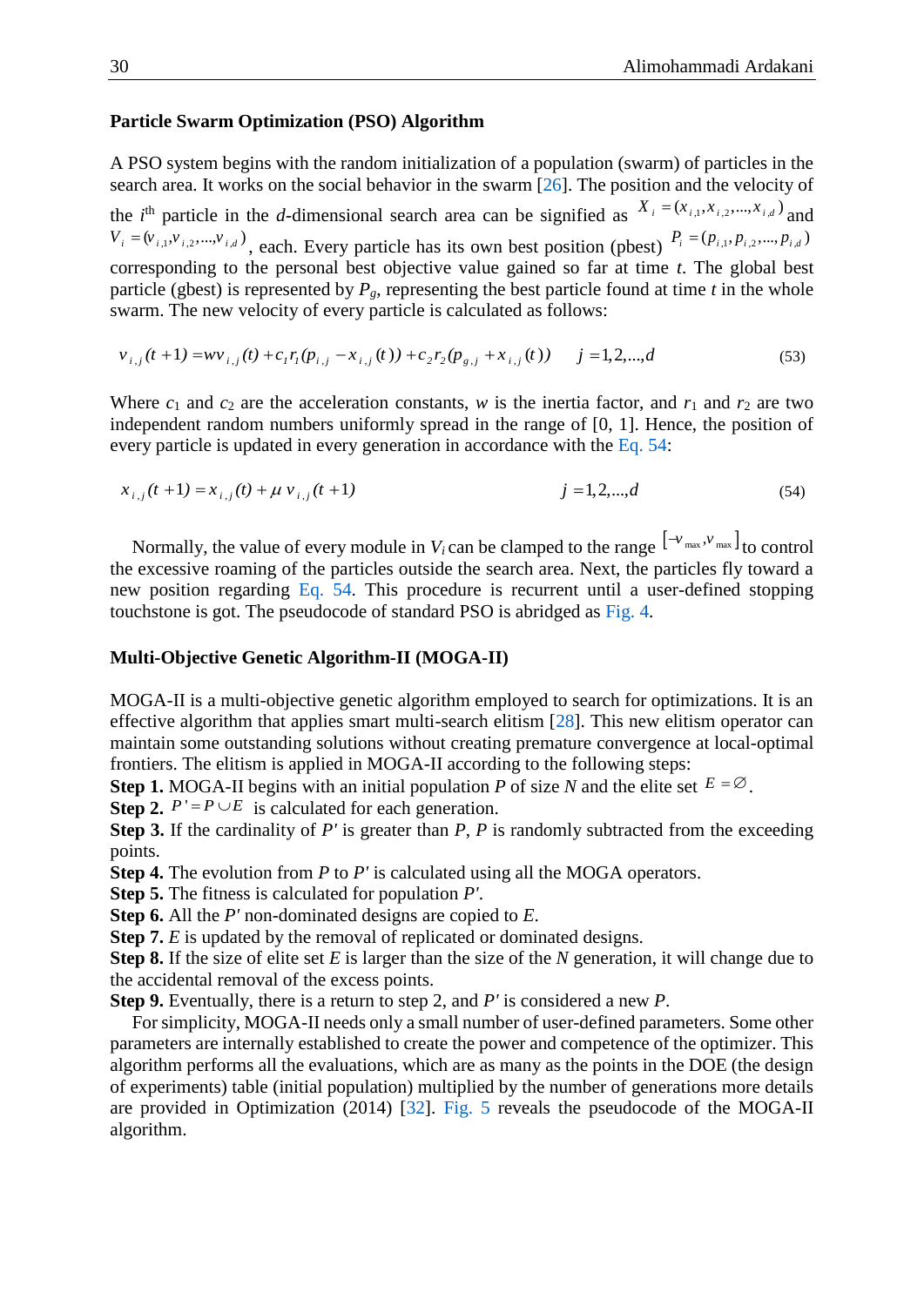### Particle Swarm Optimization (PSO) Algorithm

A PSO system begins with the random initialization of a population (swarm) of particles in the search area. It works on the social behavior in the swarm [26]. The position and the velocity of the $i^{th}$ particle in the $d$-dimensional search area can be signified as $X_i = (x_{i,1}, x_{i,2}, ..., x_{i,d})$ and $V_i = (v_{i,1}, v_{i,2}, ..., v_{i,d})$, each. Every particle has its own best position (pbest) $P_i = (p_{i,1}, p_{i,2}, ..., p_{i,d})$ corresponding to the personal best objective value gained so far at time $t$. The global best particle (gbest) is represented by $P_g$, representing the best particle found at time $t$ in the whole swarm. The new velocity of every particle is calculated as follows:

$$v_{i,j}(t+1) = wv_{i,j}(t) + c_1 r_1 (p_{i,j} - x_{i,j}(t)) + c_2 r_2 (p_{g,j} + x_{i,j}(t)) \qquad j = 1,2,...,d \tag{53}$$

Where $c_1$ and $c_2$ are the acceleration constants, $w$ is the inertia factor, and $r_1$ and $r_2$ are two independent random numbers uniformly spread in the range of [0, 1]. Hence, the position of every particle is updated in every generation in accordance with the Eq. 54:

$$x_{i,j}(t+1) = x_{i,j}(t) + \mu\, v_{i,j}(t+1) \qquad j = 1,2,...,d \tag{54}$$

Normally, the value of every module in $V_i$ can be clamped to the range $[-v_{max}, v_{max}]$ to control the excessive roaming of the particles outside the search area. Next, the particles fly toward a new position regarding Eq. 54. This procedure is recurrent until a user-defined stopping touchstone is got. The pseudocode of standard PSO is abridged as Fig. 4.

### Multi-Objective Genetic Algorithm-II (MOGA-II)

MOGA-II is a multi-objective genetic algorithm employed to search for optimizations. It is an effective algorithm that applies smart multi-search elitism [28]. This new elitism operator can maintain some outstanding solutions without creating premature convergence at local-optimal frontiers. The elitism is applied in MOGA-II according to the following steps:

**Step 1.** MOGA-II begins with an initial population $P$ of size $N$ and the elite set $E = \varnothing$.
**Step 2.** $P' = P \cup E$ is calculated for each generation.
**Step 3.** If the cardinality of $P'$ is greater than $P$, $P$ is randomly subtracted from the exceeding points.
**Step 4.** The evolution from $P$ to $P'$ is calculated using all the MOGA operators.
**Step 5.** The fitness is calculated for population $P'$.
**Step 6.** All the $P'$ non-dominated designs are copied to $E$.
**Step 7.** $E$ is updated by the removal of replicated or dominated designs.
**Step 8.** If the size of elite set $E$ is larger than the size of the $N$ generation, it will change due to the accidental removal of the excess points.
**Step 9.** Eventually, there is a return to step 2, and $P'$ is considered a new $P$.

For simplicity, MOGA-II needs only a small number of user-defined parameters. Some other parameters are internally established to create the power and competence of the optimizer. This algorithm performs all the evaluations, which are as many as the points in the DOE (the design of experiments) table (initial population) multiplied by the number of generations more details are provided in Optimization (2014) [32]. Fig. 5 reveals the pseudocode of the MOGA-II algorithm.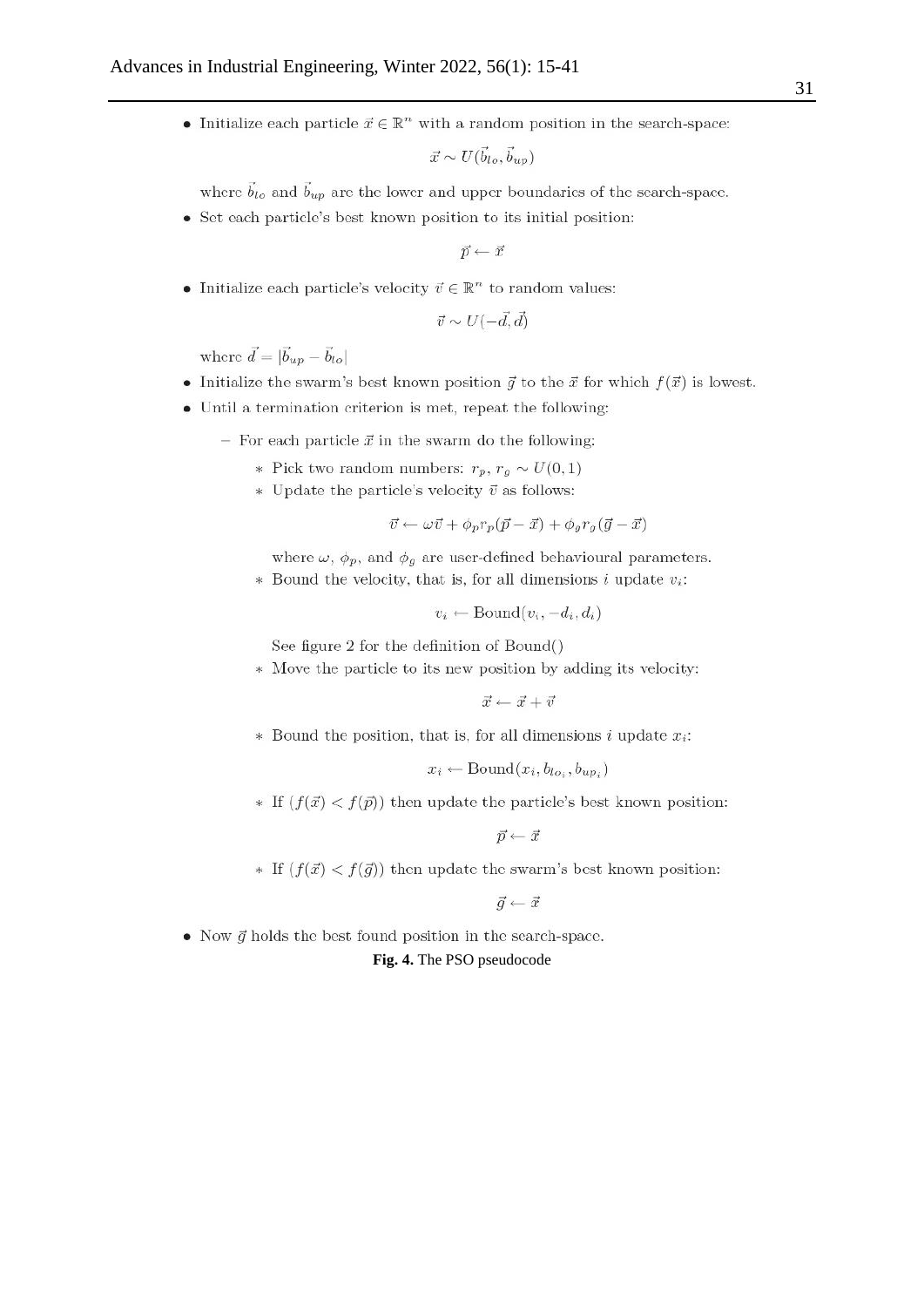- Initialize each particle $\vec{x} \in \mathbb{R}^n$ with a random position in the search-space:

$$\vec{x} \sim U(\vec{b}_{lo}, \vec{b}_{up})$$

where $\vec{b}_{lo}$ and $\vec{b}_{up}$ are the lower and upper boundaries of the search-space.

- Set each particle's best known position to its initial position:

$$\vec{p} \leftarrow \vec{x}$$

- Initialize each particle's velocity $\vec{v} \in \mathbb{R}^n$ to random values:

$$\vec{v} \sim U(-\vec{d}, \vec{d})$$

where $\vec{d} = |\vec{b}_{up} - \vec{b}_{lo}|$

- Initialize the swarm's best known position $\vec{g}$ to the $\vec{x}$ for which $f(\vec{x})$ is lowest.
- Until a termination criterion is met, repeat the following:
  - For each particle $\vec{x}$ in the swarm do the following:
    - Pick two random numbers: $r_p, r_g \sim U(0, 1)$
    - Update the particle's velocity $\vec{v}$ as follows:

    $$\vec{v} \leftarrow \omega\vec{v} + \phi_p r_p(\vec{p} - \vec{x}) + \phi_g r_g(\vec{g} - \vec{x})$$

    where $\omega$, $\phi_p$, and $\phi_g$ are user-defined behavioural parameters.
    - Bound the velocity, that is, for all dimensions $i$ update $v_i$:

    $$v_i \leftarrow \text{Bound}(v_i, -d_i, d_i)$$

    See figure 2 for the definition of Bound()
    - Move the particle to its new position by adding its velocity:

    $$\vec{x} \leftarrow \vec{x} + \vec{v}$$

    - Bound the position, that is, for all dimensions $i$ update $x_i$:

    $$x_i \leftarrow \text{Bound}(x_i, b_{lo_i}, b_{up_i})$$

    - If $(f(\vec{x}) < f(\vec{p}))$ then update the particle's best known position:

    $$\vec{p} \leftarrow \vec{x}$$

    - If $(f(\vec{x}) < f(\vec{g}))$ then update the swarm's best known position:

    $$\vec{g} \leftarrow \vec{x}$$

- Now $\vec{g}$ holds the best found position in the search-space.

**Fig. 4.** The PSO pseudocode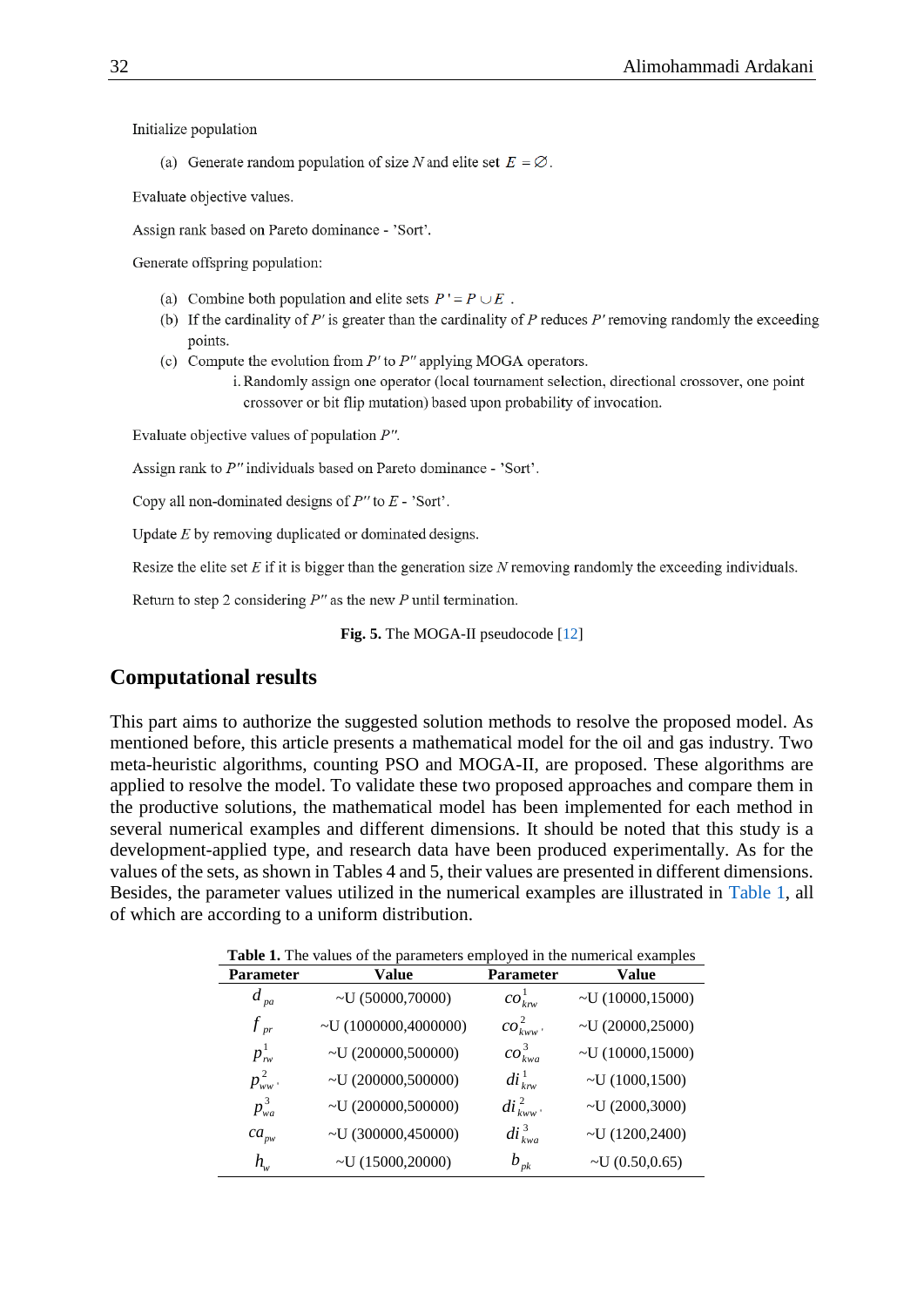Initialize population

(a) Generate random population of size $N$ and elite set $E = \varnothing$.

Evaluate objective values.

Assign rank based on Pareto dominance - 'Sort'.

Generate offspring population:

(a) Combine both population and elite sets $P' = P \cup E$ .

(b) If the cardinality of $P'$ is greater than the cardinality of $P$ reduces $P'$ removing randomly the exceeding points.

(c) Compute the evolution from $P'$ to $P''$ applying MOGA operators.

  i. Randomly assign one operator (local tournament selection, directional crossover, one point crossover or bit flip mutation) based upon probability of invocation.

Evaluate objective values of population $P''$.

Assign rank to $P''$ individuals based on Pareto dominance - 'Sort'.

Copy all non-dominated designs of $P''$ to $E$ - 'Sort'.

Update $E$ by removing duplicated or dominated designs.

Resize the elite set $E$ if it is bigger than the generation size $N$ removing randomly the exceeding individuals.

Return to step 2 considering $P''$ as the new $P$ until termination.

**Fig. 5.** The MOGA-II pseudocode [12]

## Computational results

This part aims to authorize the suggested solution methods to resolve the proposed model. As mentioned before, this article presents a mathematical model for the oil and gas industry. Two meta-heuristic algorithms, counting PSO and MOGA-II, are proposed. These algorithms are applied to resolve the model. To validate these two proposed approaches and compare them in the productive solutions, the mathematical model has been implemented for each method in several numerical examples and different dimensions. It should be noted that this study is a development-applied type, and research data have been produced experimentally. As for the values of the sets, as shown in Tables 4 and 5, their values are presented in different dimensions. Besides, the parameter values utilized in the numerical examples are illustrated in Table 1, all of which are according to a uniform distribution.

**Table 1.** The values of the parameters employed in the numerical examples

| Parameter | Value | Parameter | Value |
|---|---|---|---|
| $d_{pa}$ | ~U (50000,70000) | $co^{1}_{krw}$ | ~U (10000,15000) |
| $f_{pr}$ | ~U (1000000,4000000) | $co^{2}_{kww'}$ | ~U (20000,25000) |
| $p^{1}_{rw}$ | ~U (200000,500000) | $co^{3}_{kwa}$ | ~U (10000,15000) |
| $p^{2}_{ww'}$ | ~U (200000,500000) | $di^{1}_{krw}$ | ~U (1000,1500) |
| $p^{3}_{wa}$ | ~U (200000,500000) | $di^{2}_{kww'}$ | ~U (2000,3000) |
| $ca_{pw}$ | ~U (300000,450000) | $di^{3}_{kwa}$ | ~U (1200,2400) |
| $h_{w}$ | ~U (15000,20000) | $b_{pk}$ | ~U (0.50,0.65) |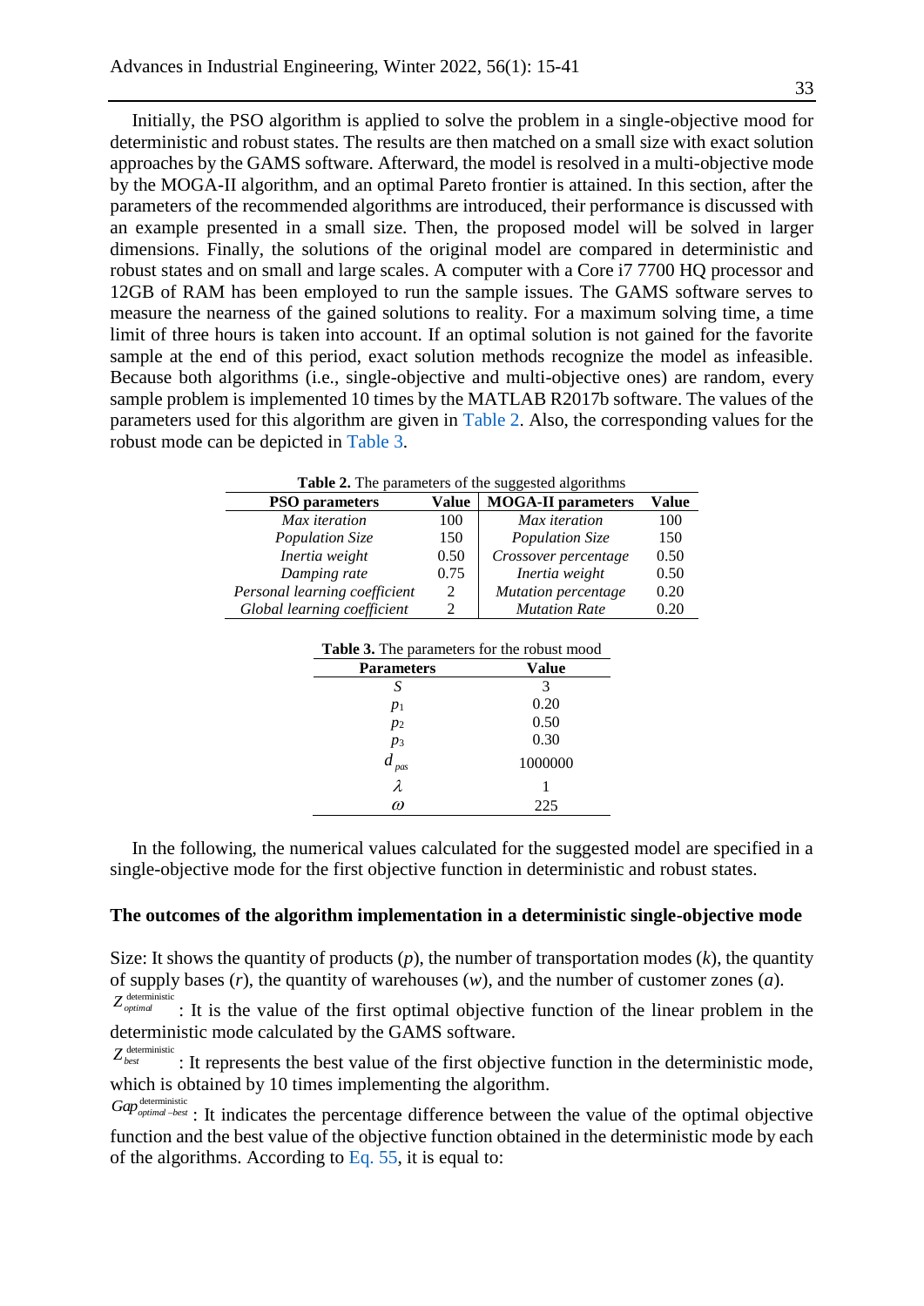Initially, the PSO algorithm is applied to solve the problem in a single-objective mood for deterministic and robust states. The results are then matched on a small size with exact solution approaches by the GAMS software. Afterward, the model is resolved in a multi-objective mode by the MOGA-II algorithm, and an optimal Pareto frontier is attained. In this section, after the parameters of the recommended algorithms are introduced, their performance is discussed with an example presented in a small size. Then, the proposed model will be solved in larger dimensions. Finally, the solutions of the original model are compared in deterministic and robust states and on small and large scales. A computer with a Core i7 7700 HQ processor and 12GB of RAM has been employed to run the sample issues. The GAMS software serves to measure the nearness of the gained solutions to reality. For a maximum solving time, a time limit of three hours is taken into account. If an optimal solution is not gained for the favorite sample at the end of this period, exact solution methods recognize the model as infeasible. Because both algorithms (i.e., single-objective and multi-objective ones) are random, every sample problem is implemented 10 times by the MATLAB R2017b software. The values of the parameters used for this algorithm are given in Table 2. Also, the corresponding values for the robust mode can be depicted in Table 3.

**Table 2.** The parameters of the suggested algorithms

| PSO parameters | Value | MOGA-II parameters | Value |
|---|---|---|---|
| *Max iteration* | 100 | *Max iteration* | 100 |
| *Population Size* | 150 | *Population Size* | 150 |
| *Inertia weight* | 0.50 | *Crossover percentage* | 0.50 |
| *Damping rate* | 0.75 | *Inertia weight* | 0.50 |
| *Personal learning coefficient* | 2 | *Mutation percentage* | 0.20 |
| *Global learning coefficient* | 2 | *Mutation Rate* | 0.20 |

**Table 3.** The parameters for the robust mood

| Parameters | Value |
|---|---|
| $S$ | 3 |
| $p_1$ | 0.20 |
| $p_2$ | 0.50 |
| $p_3$ | 0.30 |
| $d_{pas}$ | 1000000 |
| $\lambda$ | 1 |
| $\omega$ | 225 |

In the following, the numerical values calculated for the suggested model are specified in a single-objective mode for the first objective function in deterministic and robust states.

### The outcomes of the algorithm implementation in a deterministic single-objective mode

Size: It shows the quantity of products ($p$), the number of transportation modes ($k$), the quantity of supply bases ($r$), the quantity of warehouses ($w$), and the number of customer zones ($a$).

$Z_{optimal}^{\text{deterministic}}$ : It is the value of the first optimal objective function of the linear problem in the deterministic mode calculated by the GAMS software.

$Z_{best}^{\text{deterministic}}$ : It represents the best value of the first objective function in the deterministic mode, which is obtained by 10 times implementing the algorithm.

$Gap_{optimal-best}^{\text{deterministic}}$ : It indicates the percentage difference between the value of the optimal objective function and the best value of the objective function obtained in the deterministic mode by each of the algorithms. According to Eq. 55, it is equal to: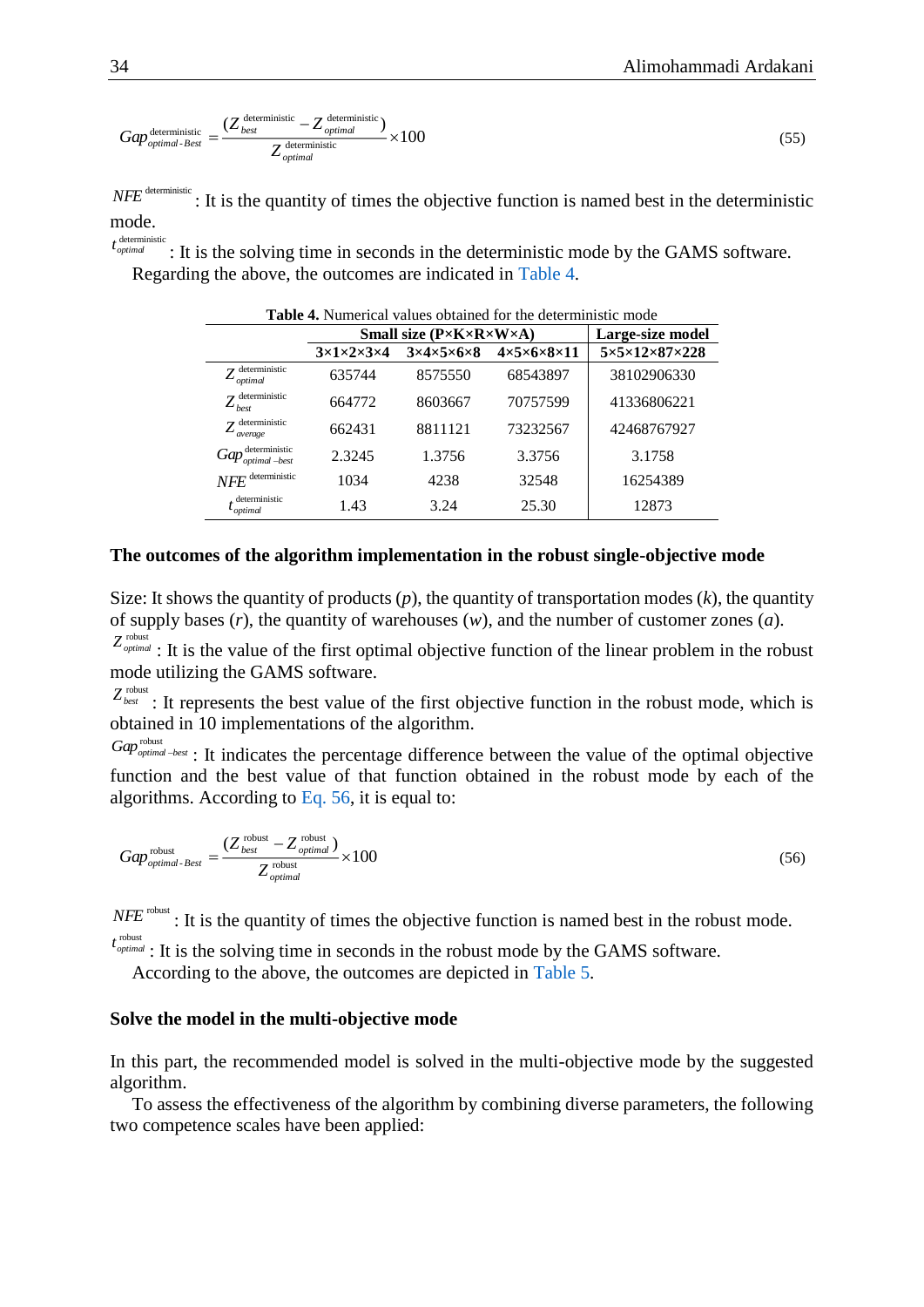$$Gap^{\text{deterministic}}_{optimal\text{-}Best} = \frac{(Z^{\text{deterministic}}_{best} - Z^{\text{deterministic}}_{optimal})}{Z^{\text{deterministic}}_{optimal}} \times 100 \tag{55}$$

$NFE^{\text{deterministic}}$: It is the quantity of times the objective function is named best in the deterministic mode.

$t^{\text{deterministic}}_{optimal}$: It is the solving time in seconds in the deterministic mode by the GAMS software.

Regarding the above, the outcomes are indicated in Table 4.

**Table 4.** Numerical values obtained for the deterministic mode

| | Small size (P×K×R×W×A) | | | Large-size model |
|---|---|---|---|---|
| | **3×1×2×3×4** | **3×4×5×6×8** | **4×5×6×8×11** | **5×5×12×87×228** |
| $Z^{\text{deterministic}}_{optimal}$ | 635744 | 8575550 | 68543897 | 38102906330 |
| $Z^{\text{deterministic}}_{best}$ | 664772 | 8603667 | 70757599 | 41336806221 |
| $Z^{\text{deterministic}}_{average}$ | 662431 | 8811121 | 73232567 | 42468767927 |
| $Gap^{\text{deterministic}}_{optimal-best}$ | 2.3245 | 1.3756 | 3.3756 | 3.1758 |
| $NFE^{\text{deterministic}}$ | 1034 | 4238 | 32548 | 16254389 |
| $t^{\text{deterministic}}_{optimal}$ | 1.43 | 3.24 | 25.30 | 12873 |

### The outcomes of the algorithm implementation in the robust single-objective mode

Size: It shows the quantity of products ($p$), the quantity of transportation modes ($k$), the quantity of supply bases ($r$), the quantity of warehouses ($w$), and the number of customer zones ($a$).

$Z^{\text{robust}}_{optimal}$: It is the value of the first optimal objective function of the linear problem in the robust mode utilizing the GAMS software.

$Z^{\text{robust}}_{best}$: It represents the best value of the first objective function in the robust mode, which is obtained in 10 implementations of the algorithm.

$Gap^{\text{robust}}_{optimal-best}$: It indicates the percentage difference between the value of the optimal objective function and the best value of that function obtained in the robust mode by each of the algorithms. According to Eq. 56, it is equal to:

$$Gap^{\text{robust}}_{optimal\text{-}Best} = \frac{(Z^{\text{robust}}_{best} - Z^{\text{robust}}_{optimal})}{Z^{\text{robust}}_{optimal}} \times 100 \tag{56}$$

$NFE^{\text{robust}}$: It is the quantity of times the objective function is named best in the robust mode.

$t^{\text{robust}}_{optimal}$: It is the solving time in seconds in the robust mode by the GAMS software.

According to the above, the outcomes are depicted in Table 5.

### Solve the model in the multi-objective mode

In this part, the recommended model is solved in the multi-objective mode by the suggested algorithm.

To assess the effectiveness of the algorithm by combining diverse parameters, the following two competence scales have been applied: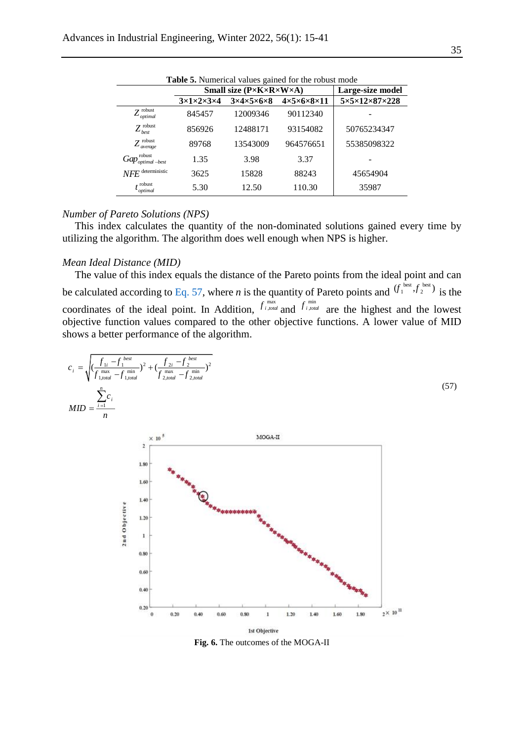**Table 5.** Numerical values gained for the robust mode

| | Small size (P×K×R×W×A) | | | Large-size model |
|---|---|---|---|---|
| | 3×1×2×3×4 | 3×4×5×6×8 | 4×5×6×8×11 | 5×5×12×87×228 |
| $Z_{optimal}^{robust}$ | 845457 | 12009346 | 90112340 | - |
| $Z_{best}^{robust}$ | 856926 | 12488171 | 93154082 | 50765234347 |
| $Z_{average}^{robust}$ | 89768 | 13543009 | 964576651 | 55385098322 |
| $Gap_{optimal-best}^{robust}$ | 1.35 | 3.98 | 3.37 | - |
| $NFE^{deterministic}$ | 3625 | 15828 | 88243 | 45654904 |
| $t_{optimal}^{robust}$ | 5.30 | 12.50 | 110.30 | 35987 |

*Number of Pareto Solutions (NPS)*

This index calculates the quantity of the non-dominated solutions gained every time by utilizing the algorithm. The algorithm does well enough when NPS is higher.

*Mean Ideal Distance (MID)*

The value of this index equals the distance of the Pareto points from the ideal point and can be calculated according to Eq. 57, where $n$ is the quantity of Pareto points and $(f_1^{best}, f_2^{best})$ is the coordinates of the ideal point. In Addition, $f_{i,total}^{max}$ and $f_{i,total}^{min}$ are the highest and the lowest objective function values compared to the other objective functions. A lower value of MID shows a better performance of the algorithm.

$$c_i = \sqrt{\left(\frac{f_{1i} - f_1^{best}}{f_{1,total}^{max} - f_{1,total}^{min}}\right)^2 + \left(\frac{f_{2i} - f_2^{best}}{f_{2,total}^{max} - f_{2,total}^{min}}\right)^2}$$
$$MID = \frac{\sum_{i=1}^{n} c_i}{n} \tag{57}$$

**Fig. 6.** The outcomes of the MOGA-II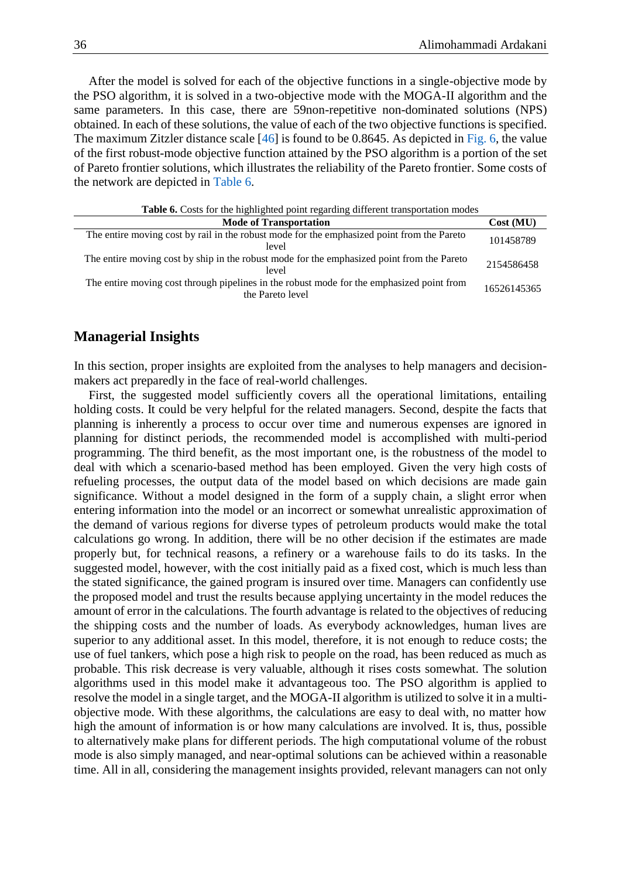After the model is solved for each of the objective functions in a single-objective mode by the PSO algorithm, it is solved in a two-objective mode with the MOGA-II algorithm and the same parameters. In this case, there are 59non-repetitive non-dominated solutions (NPS) obtained. In each of these solutions, the value of each of the two objective functions is specified. The maximum Zitzler distance scale [46] is found to be 0.8645. As depicted in Fig. 6, the value of the first robust-mode objective function attained by the PSO algorithm is a portion of the set of Pareto frontier solutions, which illustrates the reliability of the Pareto frontier. Some costs of the network are depicted in Table 6.

**Table 6.** Costs for the highlighted point regarding different transportation modes

| Mode of Transportation | Cost (MU) |
|---|---|
| The entire moving cost by rail in the robust mode for the emphasized point from the Pareto level | 101458789 |
| The entire moving cost by ship in the robust mode for the emphasized point from the Pareto level | 2154586458 |
| The entire moving cost through pipelines in the robust mode for the emphasized point from the Pareto level | 16526145365 |

## Managerial Insights

In this section, proper insights are exploited from the analyses to help managers and decision-makers act preparedly in the face of real-world challenges.

First, the suggested model sufficiently covers all the operational limitations, entailing holding costs. It could be very helpful for the related managers. Second, despite the facts that planning is inherently a process to occur over time and numerous expenses are ignored in planning for distinct periods, the recommended model is accomplished with multi-period programming. The third benefit, as the most important one, is the robustness of the model to deal with which a scenario-based method has been employed. Given the very high costs of refueling processes, the output data of the model based on which decisions are made gain significance. Without a model designed in the form of a supply chain, a slight error when entering information into the model or an incorrect or somewhat unrealistic approximation of the demand of various regions for diverse types of petroleum products would make the total calculations go wrong. In addition, there will be no other decision if the estimates are made properly but, for technical reasons, a refinery or a warehouse fails to do its tasks. In the suggested model, however, with the cost initially paid as a fixed cost, which is much less than the stated significance, the gained program is insured over time. Managers can confidently use the proposed model and trust the results because applying uncertainty in the model reduces the amount of error in the calculations. The fourth advantage is related to the objectives of reducing the shipping costs and the number of loads. As everybody acknowledges, human lives are superior to any additional asset. In this model, therefore, it is not enough to reduce costs; the use of fuel tankers, which pose a high risk to people on the road, has been reduced as much as probable. This risk decrease is very valuable, although it rises costs somewhat. The solution algorithms used in this model make it advantageous too. The PSO algorithm is applied to resolve the model in a single target, and the MOGA-II algorithm is utilized to solve it in a multi-objective mode. With these algorithms, the calculations are easy to deal with, no matter how high the amount of information is or how many calculations are involved. It is, thus, possible to alternatively make plans for different periods. The high computational volume of the robust mode is also simply managed, and near-optimal solutions can be achieved within a reasonable time. All in all, considering the management insights provided, relevant managers can not only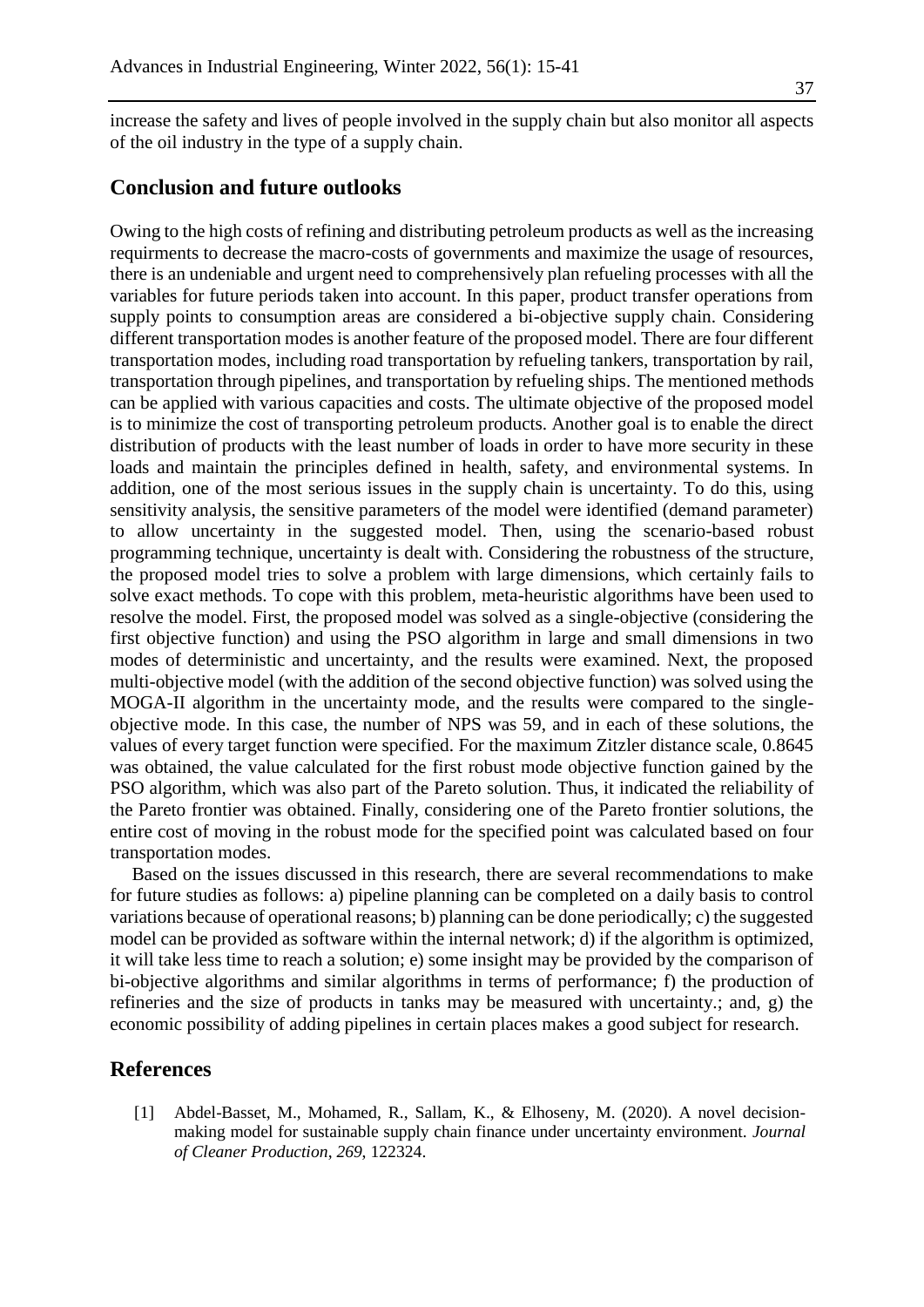increase the safety and lives of people involved in the supply chain but also monitor all aspects of the oil industry in the type of a supply chain.

## Conclusion and future outlooks

Owing to the high costs of refining and distributing petroleum products as well as the increasing requirments to decrease the macro-costs of governments and maximize the usage of resources, there is an undeniable and urgent need to comprehensively plan refueling processes with all the variables for future periods taken into account. In this paper, product transfer operations from supply points to consumption areas are considered a bi-objective supply chain. Considering different transportation modes is another feature of the proposed model. There are four different transportation modes, including road transportation by refueling tankers, transportation by rail, transportation through pipelines, and transportation by refueling ships. The mentioned methods can be applied with various capacities and costs. The ultimate objective of the proposed model is to minimize the cost of transporting petroleum products. Another goal is to enable the direct distribution of products with the least number of loads in order to have more security in these loads and maintain the principles defined in health, safety, and environmental systems. In addition, one of the most serious issues in the supply chain is uncertainty. To do this, using sensitivity analysis, the sensitive parameters of the model were identified (demand parameter) to allow uncertainty in the suggested model. Then, using the scenario-based robust programming technique, uncertainty is dealt with. Considering the robustness of the structure, the proposed model tries to solve a problem with large dimensions, which certainly fails to solve exact methods. To cope with this problem, meta-heuristic algorithms have been used to resolve the model. First, the proposed model was solved as a single-objective (considering the first objective function) and using the PSO algorithm in large and small dimensions in two modes of deterministic and uncertainty, and the results were examined. Next, the proposed multi-objective model (with the addition of the second objective function) was solved using the MOGA-II algorithm in the uncertainty mode, and the results were compared to the single-objective mode. In this case, the number of NPS was 59, and in each of these solutions, the values of every target function were specified. For the maximum Zitzler distance scale, 0.8645 was obtained, the value calculated for the first robust mode objective function gained by the PSO algorithm, which was also part of the Pareto solution. Thus, it indicated the reliability of the Pareto frontier was obtained. Finally, considering one of the Pareto frontier solutions, the entire cost of moving in the robust mode for the specified point was calculated based on four transportation modes.

Based on the issues discussed in this research, there are several recommendations to make for future studies as follows: a) pipeline planning can be completed on a daily basis to control variations because of operational reasons; b) planning can be done periodically; c) the suggested model can be provided as software within the internal network; d) if the algorithm is optimized, it will take less time to reach a solution; e) some insight may be provided by the comparison of bi-objective algorithms and similar algorithms in terms of performance; f) the production of refineries and the size of products in tanks may be measured with uncertainty.; and, g) the economic possibility of adding pipelines in certain places makes a good subject for research.

## References

[1] Abdel-Basset, M., Mohamed, R., Sallam, K., & Elhoseny, M. (2020). A novel decision-making model for sustainable supply chain finance under uncertainty environment. *Journal of Cleaner Production*, *269*, 122324.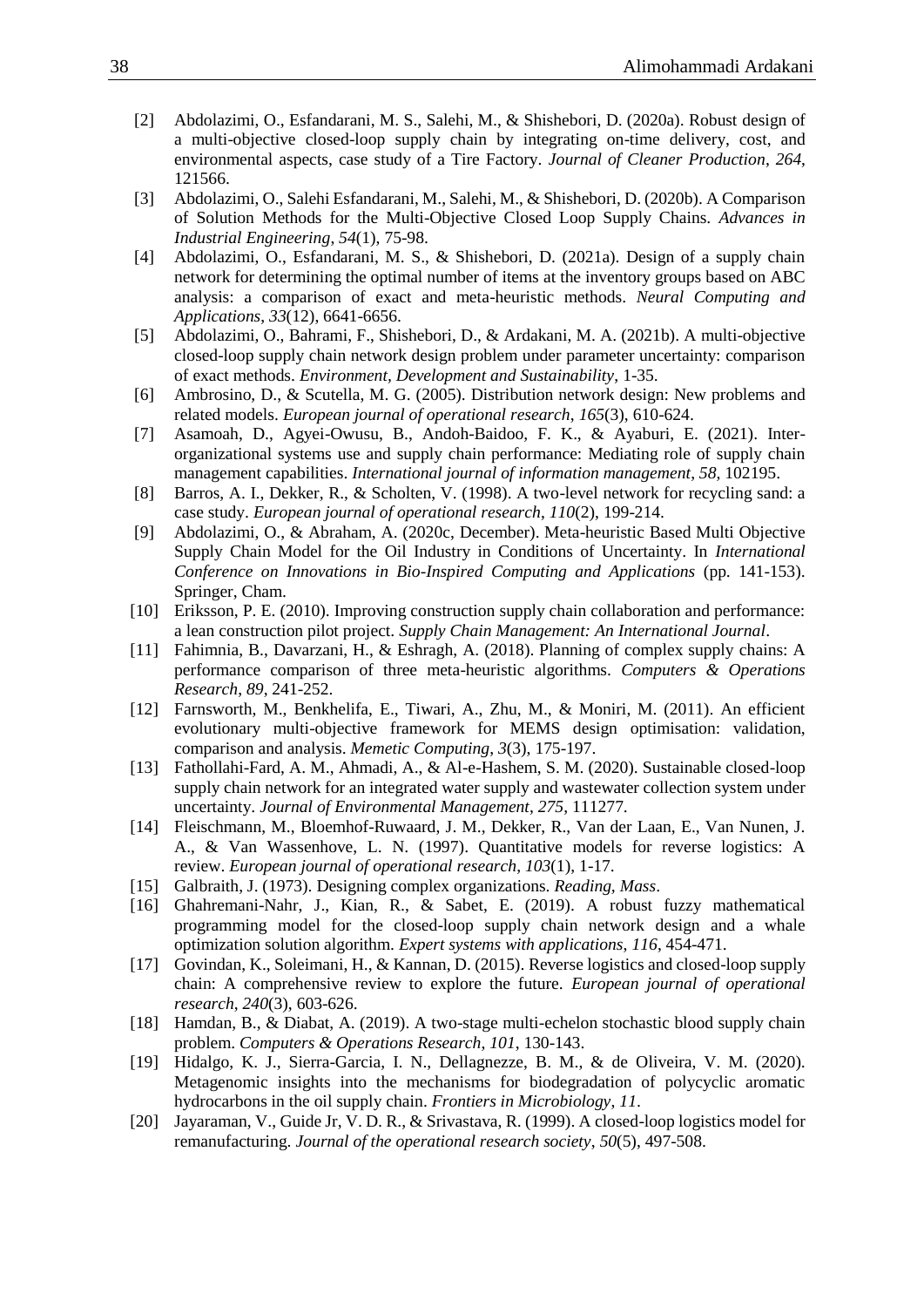[2] Abdolazimi, O., Esfandarani, M. S., Salehi, M., & Shishebori, D. (2020a). Robust design of a multi-objective closed-loop supply chain by integrating on-time delivery, cost, and environmental aspects, case study of a Tire Factory. *Journal of Cleaner Production*, *264*, 121566.

[3] Abdolazimi, O., Salehi Esfandarani, M., Salehi, M., & Shishebori, D. (2020b). A Comparison of Solution Methods for the Multi-Objective Closed Loop Supply Chains. *Advances in Industrial Engineering*, *54*(1), 75-98.

[4] Abdolazimi, O., Esfandarani, M. S., & Shishebori, D. (2021a). Design of a supply chain network for determining the optimal number of items at the inventory groups based on ABC analysis: a comparison of exact and meta-heuristic methods. *Neural Computing and Applications*, *33*(12), 6641-6656.

[5] Abdolazimi, O., Bahrami, F., Shishebori, D., & Ardakani, M. A. (2021b). A multi-objective closed-loop supply chain network design problem under parameter uncertainty: comparison of exact methods. *Environment, Development and Sustainability*, 1-35.

[6] Ambrosino, D., & Scutella, M. G. (2005). Distribution network design: New problems and related models. *European journal of operational research*, *165*(3), 610-624.

[7] Asamoah, D., Agyei-Owusu, B., Andoh-Baidoo, F. K., & Ayaburi, E. (2021). Inter-organizational systems use and supply chain performance: Mediating role of supply chain management capabilities. *International journal of information management*, *58*, 102195.

[8] Barros, A. I., Dekker, R., & Scholten, V. (1998). A two-level network for recycling sand: a case study. *European journal of operational research*, *110*(2), 199-214.

[9] Abdolazimi, O., & Abraham, A. (2020c, December). Meta-heuristic Based Multi Objective Supply Chain Model for the Oil Industry in Conditions of Uncertainty. In *International Conference on Innovations in Bio-Inspired Computing and Applications* (pp. 141-153). Springer, Cham.

[10] Eriksson, P. E. (2010). Improving construction supply chain collaboration and performance: a lean construction pilot project. *Supply Chain Management: An International Journal*.

[11] Fahimnia, B., Davarzani, H., & Eshragh, A. (2018). Planning of complex supply chains: A performance comparison of three meta-heuristic algorithms. *Computers & Operations Research*, *89*, 241-252.

[12] Farnsworth, M., Benkhelifa, E., Tiwari, A., Zhu, M., & Moniri, M. (2011). An efficient evolutionary multi-objective framework for MEMS design optimisation: validation, comparison and analysis. *Memetic Computing*, *3*(3), 175-197.

[13] Fathollahi-Fard, A. M., Ahmadi, A., & Al-e-Hashem, S. M. (2020). Sustainable closed-loop supply chain network for an integrated water supply and wastewater collection system under uncertainty. *Journal of Environmental Management*, *275*, 111277.

[14] Fleischmann, M., Bloemhof-Ruwaard, J. M., Dekker, R., Van der Laan, E., Van Nunen, J. A., & Van Wassenhove, L. N. (1997). Quantitative models for reverse logistics: A review. *European journal of operational research*, *103*(1), 1-17.

[15] Galbraith, J. (1973). Designing complex organizations. *Reading, Mass*.

[16] Ghahremani-Nahr, J., Kian, R., & Sabet, E. (2019). A robust fuzzy mathematical programming model for the closed-loop supply chain network design and a whale optimization solution algorithm. *Expert systems with applications*, *116*, 454-471.

[17] Govindan, K., Soleimani, H., & Kannan, D. (2015). Reverse logistics and closed-loop supply chain: A comprehensive review to explore the future. *European journal of operational research*, *240*(3), 603-626.

[18] Hamdan, B., & Diabat, A. (2019). A two-stage multi-echelon stochastic blood supply chain problem. *Computers & Operations Research*, *101*, 130-143.

[19] Hidalgo, K. J., Sierra-Garcia, I. N., Dellagnezze, B. M., & de Oliveira, V. M. (2020). Metagenomic insights into the mechanisms for biodegradation of polycyclic aromatic hydrocarbons in the oil supply chain. *Frontiers in Microbiology*, *11*.

[20] Jayaraman, V., Guide Jr, V. D. R., & Srivastava, R. (1999). A closed-loop logistics model for remanufacturing. *Journal of the operational research society*, *50*(5), 497-508.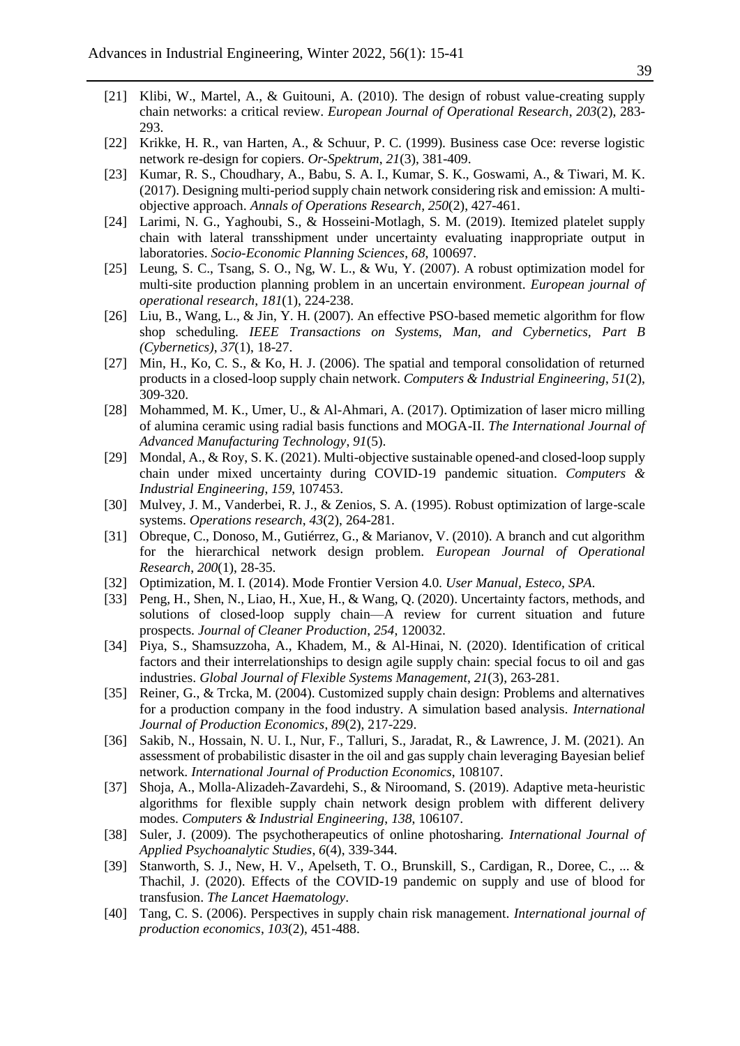[21] Klibi, W., Martel, A., & Guitouni, A. (2010). The design of robust value-creating supply chain networks: a critical review. *European Journal of Operational Research*, *203*(2), 283-293.

[22] Krikke, H. R., van Harten, A., & Schuur, P. C. (1999). Business case Oce: reverse logistic network re-design for copiers. *Or-Spektrum*, *21*(3), 381-409.

[23] Kumar, R. S., Choudhary, A., Babu, S. A. I., Kumar, S. K., Goswami, A., & Tiwari, M. K. (2017). Designing multi-period supply chain network considering risk and emission: A multi-objective approach. *Annals of Operations Research*, *250*(2), 427-461.

[24] Larimi, N. G., Yaghoubi, S., & Hosseini-Motlagh, S. M. (2019). Itemized platelet supply chain with lateral transshipment under uncertainty evaluating inappropriate output in laboratories. *Socio-Economic Planning Sciences*, *68,* 100697.

[25] Leung, S. C., Tsang, S. O., Ng, W. L., & Wu, Y. (2007). A robust optimization model for multi-site production planning problem in an uncertain environment. *European journal of operational research*, *181*(1), 224-238.

[26] Liu, B., Wang, L., & Jin, Y. H. (2007). An effective PSO-based memetic algorithm for flow shop scheduling. *IEEE Transactions on Systems, Man, and Cybernetics, Part B (Cybernetics)*, *37*(1), 18-27.

[27] Min, H., Ko, C. S., & Ko, H. J. (2006). The spatial and temporal consolidation of returned products in a closed-loop supply chain network. *Computers & Industrial Engineering*, *51*(2), 309-320.

[28] Mohammed, M. K., Umer, U., & Al-Ahmari, A. (2017). Optimization of laser micro milling of alumina ceramic using radial basis functions and MOGA-II. *The International Journal of Advanced Manufacturing Technology*, *91*(5).

[29] Mondal, A., & Roy, S. K. (2021). Multi-objective sustainable opened-and closed-loop supply chain under mixed uncertainty during COVID-19 pandemic situation. *Computers & Industrial Engineering*, *159*, 107453.

[30] Mulvey, J. M., Vanderbei, R. J., & Zenios, S. A. (1995). Robust optimization of large-scale systems. *Operations research*, *43*(2), 264-281.

[31] Obreque, C., Donoso, M., Gutiérrez, G., & Marianov, V. (2010). A branch and cut algorithm for the hierarchical network design problem. *European Journal of Operational Research*, *200*(1), 28-35.

[32] Optimization, M. I. (2014). Mode Frontier Version 4.0. *User Manual, Esteco, SPA*.

[33] Peng, H., Shen, N., Liao, H., Xue, H., & Wang, Q. (2020). Uncertainty factors, methods, and solutions of closed-loop supply chain—A review for current situation and future prospects. *Journal of Cleaner Production*, *254*, 120032.

[34] Piya, S., Shamsuzzoha, A., Khadem, M., & Al-Hinai, N. (2020). Identification of critical factors and their interrelationships to design agile supply chain: special focus to oil and gas industries. *Global Journal of Flexible Systems Management*, *21*(3), 263-281.

[35] Reiner, G., & Trcka, M. (2004). Customized supply chain design: Problems and alternatives for a production company in the food industry. A simulation based analysis. *International Journal of Production Economics*, *89*(2), 217-229.

[36] Sakib, N., Hossain, N. U. I., Nur, F., Talluri, S., Jaradat, R., & Lawrence, J. M. (2021). An assessment of probabilistic disaster in the oil and gas supply chain leveraging Bayesian belief network. *International Journal of Production Economics*, 108107.

[37] Shoja, A., Molla-Alizadeh-Zavardehi, S., & Niroomand, S. (2019). Adaptive meta-heuristic algorithms for flexible supply chain network design problem with different delivery modes. *Computers & Industrial Engineering*, *138*, 106107.

[38] Suler, J. (2009). The psychotherapeutics of online photosharing. *International Journal of Applied Psychoanalytic Studies*, *6*(4), 339-344.

[39] Stanworth, S. J., New, H. V., Apelseth, T. O., Brunskill, S., Cardigan, R., Doree, C., ... & Thachil, J. (2020). Effects of the COVID-19 pandemic on supply and use of blood for transfusion. *The Lancet Haematology*.

[40] Tang, C. S. (2006). Perspectives in supply chain risk management. *International journal of production economics*, *103*(2), 451-488.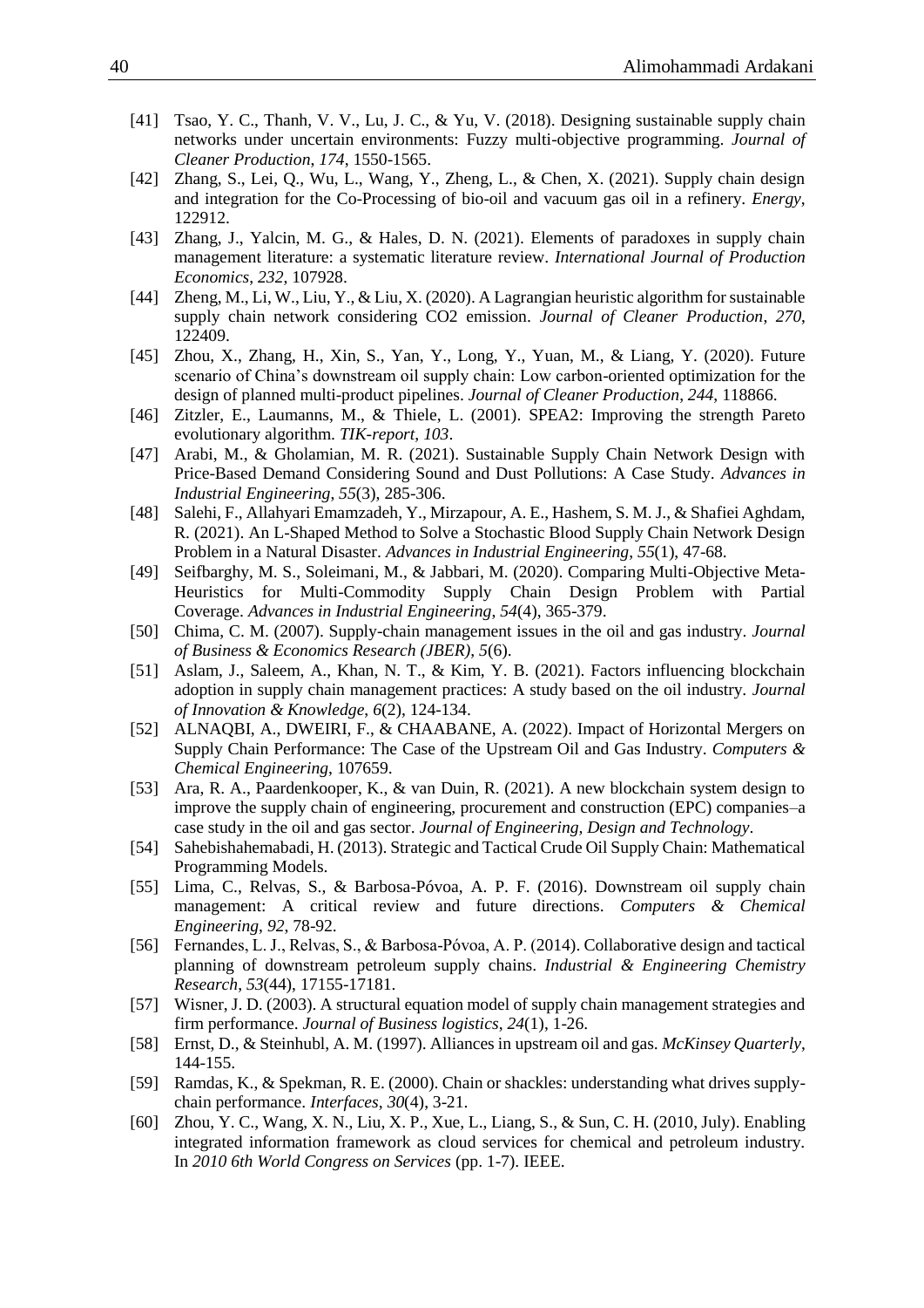[41] Tsao, Y. C., Thanh, V. V., Lu, J. C., & Yu, V. (2018). Designing sustainable supply chain networks under uncertain environments: Fuzzy multi-objective programming. *Journal of Cleaner Production*, *174*, 1550-1565.

[42] Zhang, S., Lei, Q., Wu, L., Wang, Y., Zheng, L., & Chen, X. (2021). Supply chain design and integration for the Co-Processing of bio-oil and vacuum gas oil in a refinery. *Energy*, 122912.

[43] Zhang, J., Yalcin, M. G., & Hales, D. N. (2021). Elements of paradoxes in supply chain management literature: a systematic literature review. *International Journal of Production Economics*, *232*, 107928.

[44] Zheng, M., Li, W., Liu, Y., & Liu, X. (2020). A Lagrangian heuristic algorithm for sustainable supply chain network considering CO2 emission. *Journal of Cleaner Production*, *270*, 122409.

[45] Zhou, X., Zhang, H., Xin, S., Yan, Y., Long, Y., Yuan, M., & Liang, Y. (2020). Future scenario of China's downstream oil supply chain: Low carbon-oriented optimization for the design of planned multi-product pipelines. *Journal of Cleaner Production*, *244*, 118866.

[46] Zitzler, E., Laumanns, M., & Thiele, L. (2001). SPEA2: Improving the strength Pareto evolutionary algorithm. *TIK-report*, *103*.

[47] Arabi, M., & Gholamian, M. R. (2021). Sustainable Supply Chain Network Design with Price-Based Demand Considering Sound and Dust Pollutions: A Case Study. *Advances in Industrial Engineering*, *55*(3), 285-306.

[48] Salehi, F., Allahyari Emamzadeh, Y., Mirzapour, A. E., Hashem, S. M. J., & Shafiei Aghdam, R. (2021). An L-Shaped Method to Solve a Stochastic Blood Supply Chain Network Design Problem in a Natural Disaster. *Advances in Industrial Engineering*, *55*(1), 47-68.

[49] Seifbarghy, M. S., Soleimani, M., & Jabbari, M. (2020). Comparing Multi-Objective Meta-Heuristics for Multi-Commodity Supply Chain Design Problem with Partial Coverage. *Advances in Industrial Engineering*, *54*(4), 365-379.

[50] Chima, C. M. (2007). Supply-chain management issues in the oil and gas industry. *Journal of Business & Economics Research (JBER)*, *5*(6).

[51] Aslam, J., Saleem, A., Khan, N. T., & Kim, Y. B. (2021). Factors influencing blockchain adoption in supply chain management practices: A study based on the oil industry. *Journal of Innovation & Knowledge*, *6*(2), 124-134.

[52] ALNAQBI, A., DWEIRI, F., & CHAABANE, A. (2022). Impact of Horizontal Mergers on Supply Chain Performance: The Case of the Upstream Oil and Gas Industry. *Computers & Chemical Engineering*, 107659.

[53] Ara, R. A., Paardenkooper, K., & van Duin, R. (2021). A new blockchain system design to improve the supply chain of engineering, procurement and construction (EPC) companies–a case study in the oil and gas sector. *Journal of Engineering, Design and Technology*.

[54] Sahebishahemabadi, H. (2013). Strategic and Tactical Crude Oil Supply Chain: Mathematical Programming Models.

[55] Lima, C., Relvas, S., & Barbosa-Póvoa, A. P. F. (2016). Downstream oil supply chain management: A critical review and future directions. *Computers & Chemical Engineering*, *92*, 78-92.

[56] Fernandes, L. J., Relvas, S., & Barbosa-Póvoa, A. P. (2014). Collaborative design and tactical planning of downstream petroleum supply chains. *Industrial & Engineering Chemistry Research*, *53*(44), 17155-17181.

[57] Wisner, J. D. (2003). A structural equation model of supply chain management strategies and firm performance. *Journal of Business logistics*, *24*(1), 1-26.

[58] Ernst, D., & Steinhubl, A. M. (1997). Alliances in upstream oil and gas. *McKinsey Quarterly*, 144-155.

[59] Ramdas, K., & Spekman, R. E. (2000). Chain or shackles: understanding what drives supply-chain performance. *Interfaces*, *30*(4), 3-21.

[60] Zhou, Y. C., Wang, X. N., Liu, X. P., Xue, L., Liang, S., & Sun, C. H. (2010, July). Enabling integrated information framework as cloud services for chemical and petroleum industry. In *2010 6th World Congress on Services* (pp. 1-7). IEEE.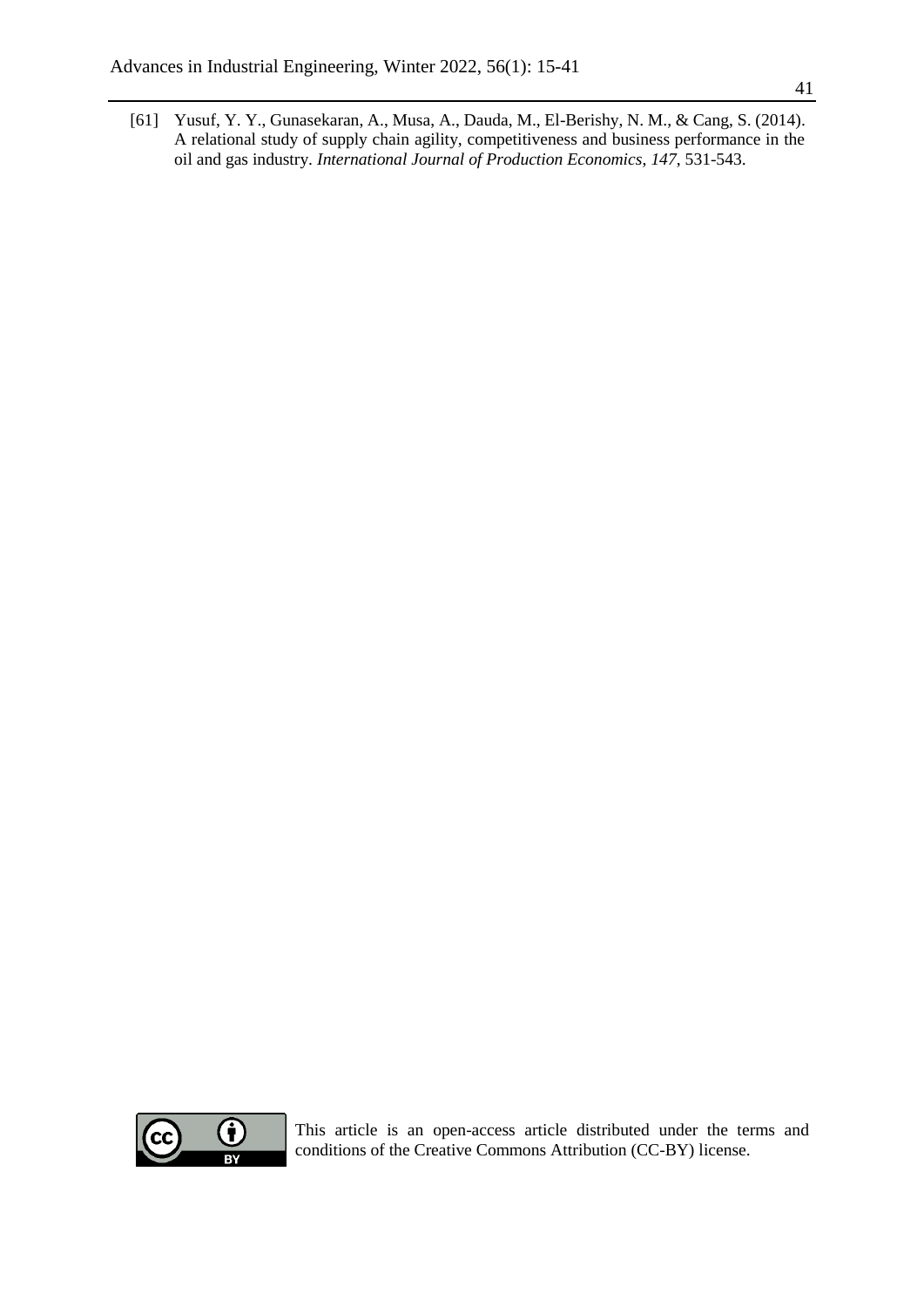[61] Yusuf, Y. Y., Gunasekaran, A., Musa, A., Dauda, M., El-Berishy, N. M., & Cang, S. (2014). A relational study of supply chain agility, competitiveness and business performance in the oil and gas industry. *International Journal of Production Economics*, *147*, 531-543.

This article is an open-access article distributed under the terms and conditions of the Creative Commons Attribution (CC-BY) license.